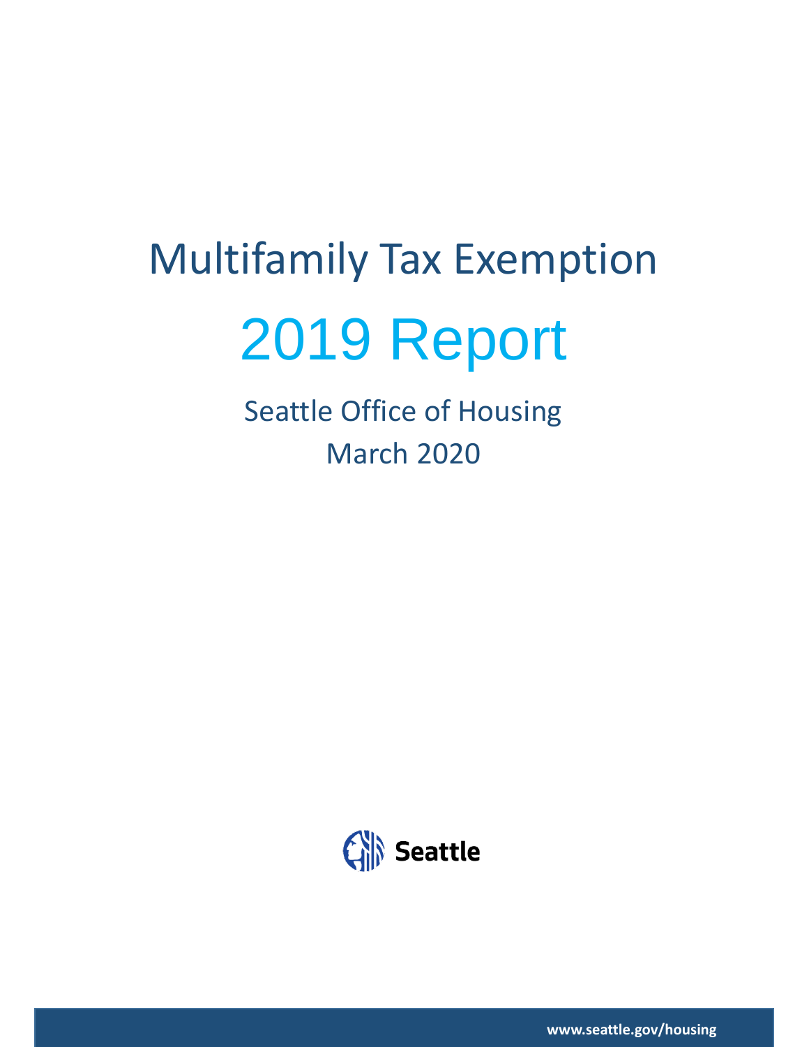# Multifamily Tax Exemption

# 2019 Report

## Seattle Office of Housing
## March 2020

Seattle

www.seattle.gov/housing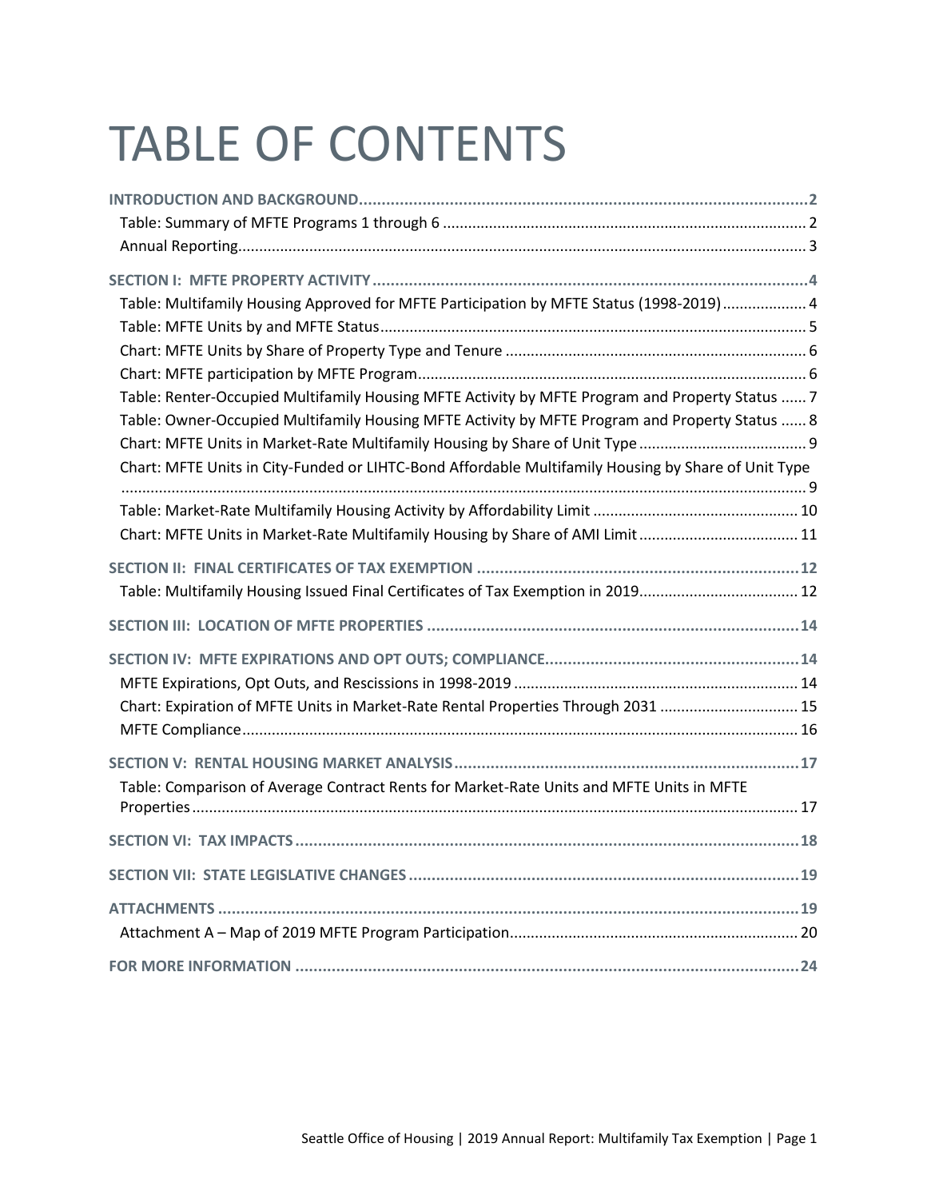# TABLE OF CONTENTS

**INTRODUCTION AND BACKGROUND** .......... 2
- Table: Summary of MFTE Programs 1 through 6 .......... 2
- Annual Reporting .......... 3

**SECTION I: MFTE PROPERTY ACTIVITY** .......... 4
- Table: Multifamily Housing Approved for MFTE Participation by MFTE Status (1998-2019) .......... 4
- Table: MFTE Units by and MFTE Status .......... 5
- Chart: MFTE Units by Share of Property Type and Tenure .......... 6
- Chart: MFTE participation by MFTE Program .......... 6
- Table: Renter-Occupied Multifamily Housing MFTE Activity by MFTE Program and Property Status .......... 7
- Table: Owner-Occupied Multifamily Housing MFTE Activity by MFTE Program and Property Status .......... 8
- Chart: MFTE Units in Market-Rate Multifamily Housing by Share of Unit Type .......... 9
- Chart: MFTE Units in City-Funded or LIHTC-Bond Affordable Multifamily Housing by Share of Unit Type .......... 9
- Table: Market-Rate Multifamily Housing Activity by Affordability Limit .......... 10
- Chart: MFTE Units in Market-Rate Multifamily Housing by Share of AMI Limit .......... 11

**SECTION II: FINAL CERTIFICATES OF TAX EXEMPTION** .......... 12
- Table: Multifamily Housing Issued Final Certificates of Tax Exemption in 2019 .......... 12

**SECTION III: LOCATION OF MFTE PROPERTIES** .......... 14

**SECTION IV: MFTE EXPIRATIONS AND OPT OUTS; COMPLIANCE** .......... 14
- MFTE Expirations, Opt Outs, and Rescissions in 1998-2019 .......... 14
- Chart: Expiration of MFTE Units in Market-Rate Rental Properties Through 2031 .......... 15
- MFTE Compliance .......... 16

**SECTION V: RENTAL HOUSING MARKET ANALYSIS** .......... 17
- Table: Comparison of Average Contract Rents for Market-Rate Units and MFTE Units in MFTE Properties .......... 17

**SECTION VI: TAX IMPACTS** .......... 18

**SECTION VII: STATE LEGISLATIVE CHANGES** .......... 19

**ATTACHMENTS** .......... 19
- Attachment A – Map of 2019 MFTE Program Participation .......... 20

**FOR MORE INFORMATION** .......... 24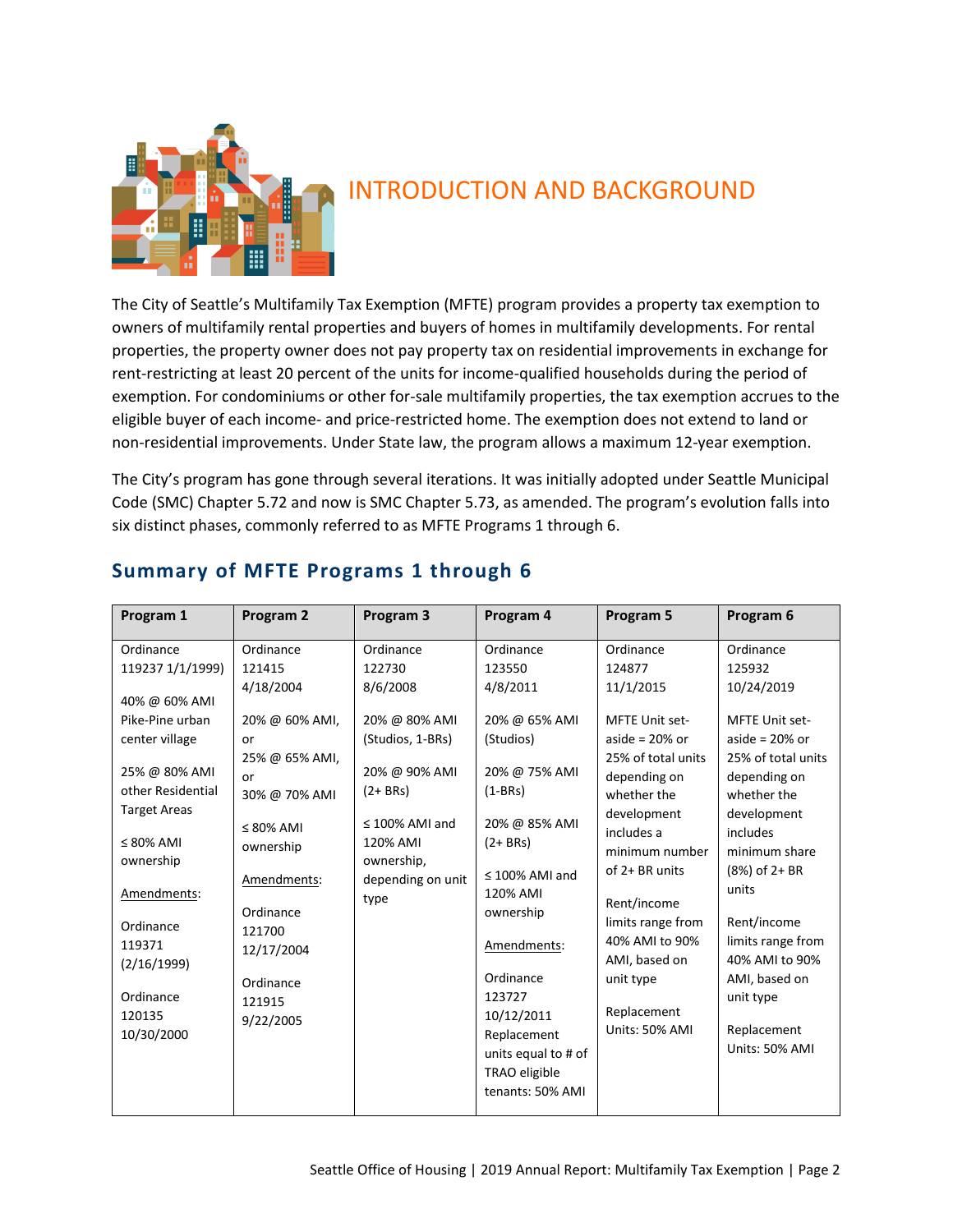# INTRODUCTION AND BACKGROUND

The City of Seattle's Multifamily Tax Exemption (MFTE) program provides a property tax exemption to owners of multifamily rental properties and buyers of homes in multifamily developments. For rental properties, the property owner does not pay property tax on residential improvements in exchange for rent-restricting at least 20 percent of the units for income-qualified households during the period of exemption. For condominiums or other for-sale multifamily properties, the tax exemption accrues to the eligible buyer of each income- and price-restricted home. The exemption does not extend to land or non-residential improvements. Under State law, the program allows a maximum 12-year exemption.

The City's program has gone through several iterations. It was initially adopted under Seattle Municipal Code (SMC) Chapter 5.72 and now is SMC Chapter 5.73, as amended. The program's evolution falls into six distinct phases, commonly referred to as MFTE Programs 1 through 6.

## Summary of MFTE Programs 1 through 6

| Program 1 | Program 2 | Program 3 | Program 4 | Program 5 | Program 6 |
|---|---|---|---|---|---|
| Ordinance 119237 1/1/1999)<br><br>40% @ 60% AMI Pike-Pine urban center village<br><br>25% @ 80% AMI other Residential Target Areas<br><br>≤ 80% AMI ownership<br><br>Amendments:<br><br>Ordinance 119371 (2/16/1999)<br><br>Ordinance 120135 10/30/2000 | Ordinance 121415 4/18/2004<br><br>20% @ 60% AMI, or<br>25% @ 65% AMI, or<br>30% @ 70% AMI<br><br>≤ 80% AMI ownership<br><br>Amendments:<br><br>Ordinance 121700 12/17/2004<br><br>Ordinance 121915 9/22/2005 | Ordinance 122730 8/6/2008<br><br>20% @ 80% AMI (Studios, 1-BRs)<br><br>20% @ 90% AMI (2+ BRs)<br><br>≤ 100% AMI and 120% AMI ownership, depending on unit type | Ordinance 123550 4/8/2011<br><br>20% @ 65% AMI (Studios)<br><br>20% @ 75% AMI (1-BRs)<br><br>20% @ 85% AMI (2+ BRs)<br><br>≤ 100% AMI and 120% AMI ownership<br><br>Amendments:<br><br>Ordinance 123727 10/12/2011 Replacement units equal to # of TRAO eligible tenants: 50% AMI | Ordinance 124877 11/1/2015<br><br>MFTE Unit set-aside = 20% or 25% of total units depending on whether the development includes a minimum number of 2+ BR units<br><br>Rent/income limits range from 40% AMI to 90% AMI, based on unit type<br><br>Replacement Units: 50% AMI | Ordinance 125932 10/24/2019<br><br>MFTE Unit set-aside = 20% or 25% of total units depending on whether the development includes minimum share (8%) of 2+ BR units<br><br>Rent/income limits range from 40% AMI to 90% AMI, based on unit type<br><br>Replacement Units: 50% AMI |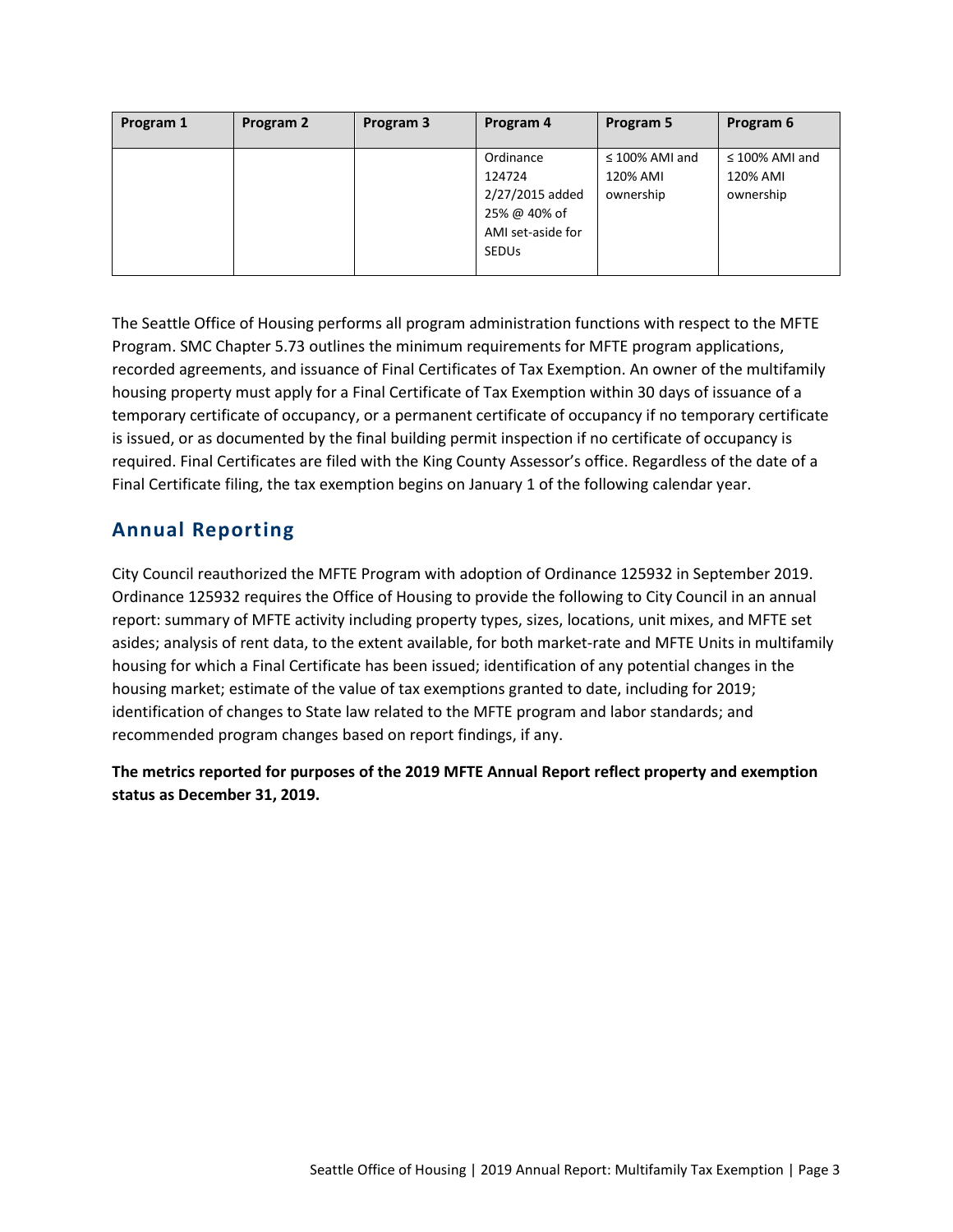| Program 1 | Program 2 | Program 3 | Program 4 | Program 5 | Program 6 |
|---|---|---|---|---|---|
| | | | Ordinance 124724 2/27/2015 added 25% @ 40% of AMI set-aside for SEDUs | ≤ 100% AMI and 120% AMI ownership | ≤ 100% AMI and 120% AMI ownership |

The Seattle Office of Housing performs all program administration functions with respect to the MFTE Program. SMC Chapter 5.73 outlines the minimum requirements for MFTE program applications, recorded agreements, and issuance of Final Certificates of Tax Exemption. An owner of the multifamily housing property must apply for a Final Certificate of Tax Exemption within 30 days of issuance of a temporary certificate of occupancy, or a permanent certificate of occupancy if no temporary certificate is issued, or as documented by the final building permit inspection if no certificate of occupancy is required. Final Certificates are filed with the King County Assessor's office. Regardless of the date of a Final Certificate filing, the tax exemption begins on January 1 of the following calendar year.

## Annual Reporting

City Council reauthorized the MFTE Program with adoption of Ordinance 125932 in September 2019. Ordinance 125932 requires the Office of Housing to provide the following to City Council in an annual report: summary of MFTE activity including property types, sizes, locations, unit mixes, and MFTE set asides; analysis of rent data, to the extent available, for both market-rate and MFTE Units in multifamily housing for which a Final Certificate has been issued; identification of any potential changes in the housing market; estimate of the value of tax exemptions granted to date, including for 2019; identification of changes to State law related to the MFTE program and labor standards; and recommended program changes based on report findings, if any.

**The metrics reported for purposes of the 2019 MFTE Annual Report reflect property and exemption status as December 31, 2019.**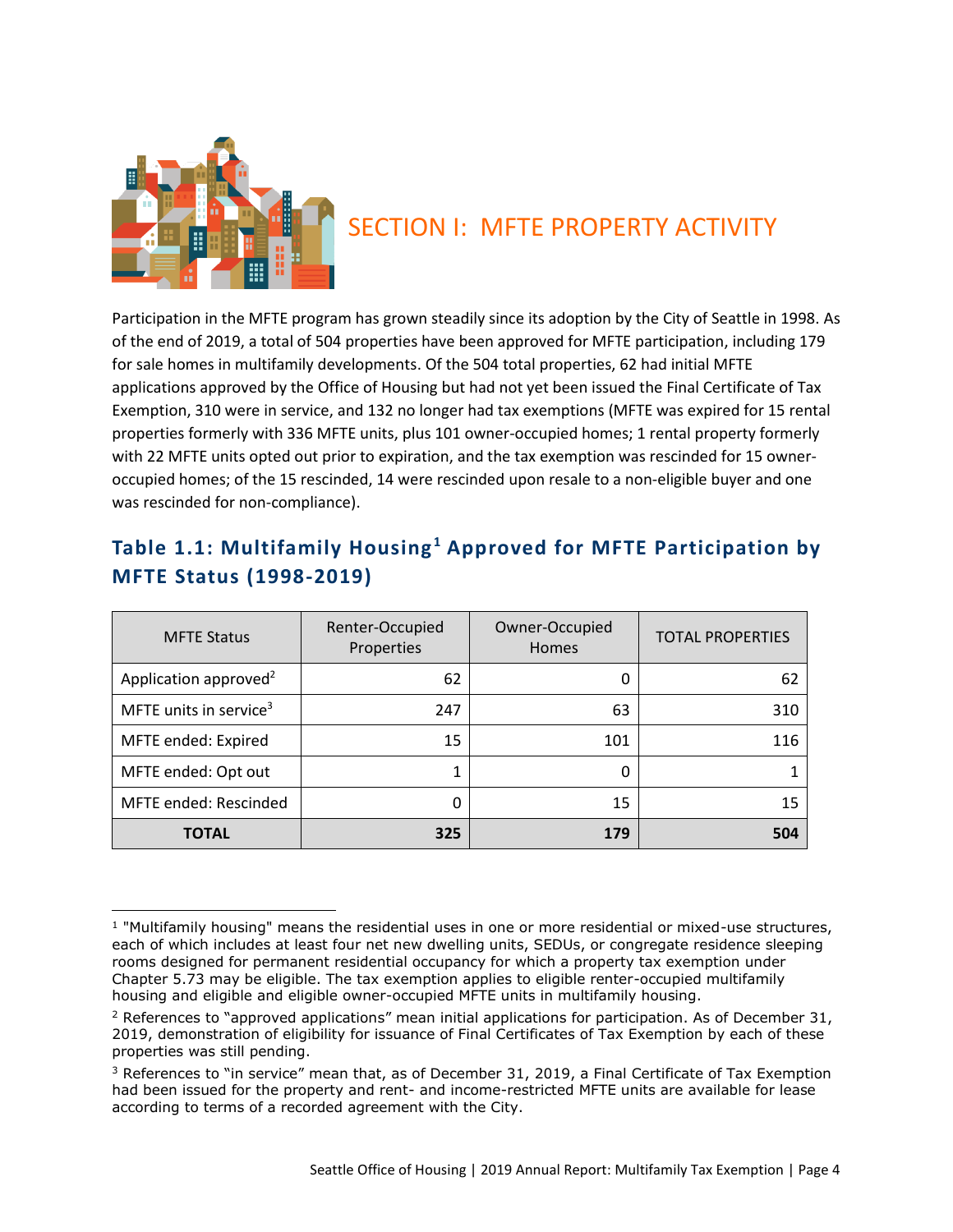# SECTION I: MFTE PROPERTY ACTIVITY

Participation in the MFTE program has grown steadily since its adoption by the City of Seattle in 1998. As of the end of 2019, a total of 504 properties have been approved for MFTE participation, including 179 for sale homes in multifamily developments. Of the 504 total properties, 62 had initial MFTE applications approved by the Office of Housing but had not yet been issued the Final Certificate of Tax Exemption, 310 were in service, and 132 no longer had tax exemptions (MFTE was expired for 15 rental properties formerly with 336 MFTE units, plus 101 owner-occupied homes; 1 rental property formerly with 22 MFTE units opted out prior to expiration, and the tax exemption was rescinded for 15 owner-occupied homes; of the 15 rescinded, 14 were rescinded upon resale to a non-eligible buyer and one was rescinded for non-compliance).

## Table 1.1: Multifamily Housing[1] Approved for MFTE Participation by MFTE Status (1998-2019)

| MFTE Status | Renter-Occupied Properties | Owner-Occupied Homes | TOTAL PROPERTIES |
|---|---|---|---|
| Application approved[2] | 62 | 0 | 62 |
| MFTE units in service[3] | 247 | 63 | 310 |
| MFTE ended: Expired | 15 | 101 | 116 |
| MFTE ended: Opt out | 1 | 0 | 1 |
| MFTE ended: Rescinded | 0 | 15 | 15 |
| **TOTAL** | **325** | **179** | **504** |

[1] "Multifamily housing" means the residential uses in one or more residential or mixed-use structures, each of which includes at least four net new dwelling units, SEDUs, or congregate residence sleeping rooms designed for permanent residential occupancy for which a property tax exemption under Chapter 5.73 may be eligible. The tax exemption applies to eligible renter-occupied multifamily housing and eligible and eligible owner-occupied MFTE units in multifamily housing.

[2] References to "approved applications" mean initial applications for participation. As of December 31, 2019, demonstration of eligibility for issuance of Final Certificates of Tax Exemption by each of these properties was still pending.

[3] References to "in service" mean that, as of December 31, 2019, a Final Certificate of Tax Exemption had been issued for the property and rent- and income-restricted MFTE units are available for lease according to terms of a recorded agreement with the City.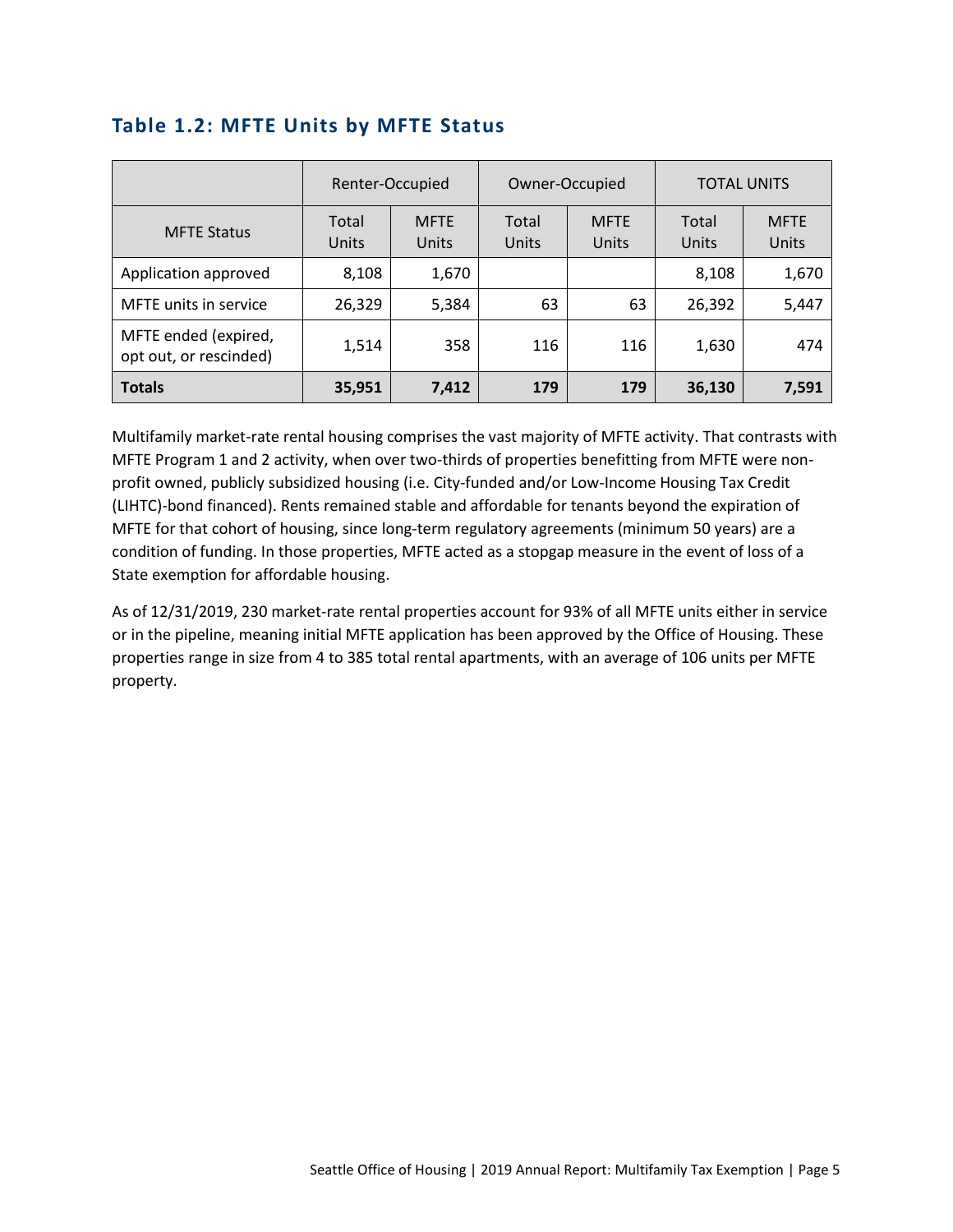### Table 1.2: MFTE Units by MFTE Status

| | Renter-Occupied | | Owner-Occupied | | TOTAL UNITS | |
|---|---|---|---|---|---|---|
| MFTE Status | Total Units | MFTE Units | Total Units | MFTE Units | Total Units | MFTE Units |
| Application approved | 8,108 | 1,670 | | | 8,108 | 1,670 |
| MFTE units in service | 26,329 | 5,384 | 63 | 63 | 26,392 | 5,447 |
| MFTE ended (expired, opt out, or rescinded) | 1,514 | 358 | 116 | 116 | 1,630 | 474 |
| **Totals** | **35,951** | **7,412** | **179** | **179** | **36,130** | **7,591** |

Multifamily market-rate rental housing comprises the vast majority of MFTE activity. That contrasts with MFTE Program 1 and 2 activity, when over two-thirds of properties benefitting from MFTE were non-profit owned, publicly subsidized housing (i.e. City-funded and/or Low-Income Housing Tax Credit (LIHTC)-bond financed). Rents remained stable and affordable for tenants beyond the expiration of MFTE for that cohort of housing, since long-term regulatory agreements (minimum 50 years) are a condition of funding. In those properties, MFTE acted as a stopgap measure in the event of loss of a State exemption for affordable housing.

As of 12/31/2019, 230 market-rate rental properties account for 93% of all MFTE units either in service or in the pipeline, meaning initial MFTE application has been approved by the Office of Housing. These properties range in size from 4 to 385 total rental apartments, with an average of 106 units per MFTE property.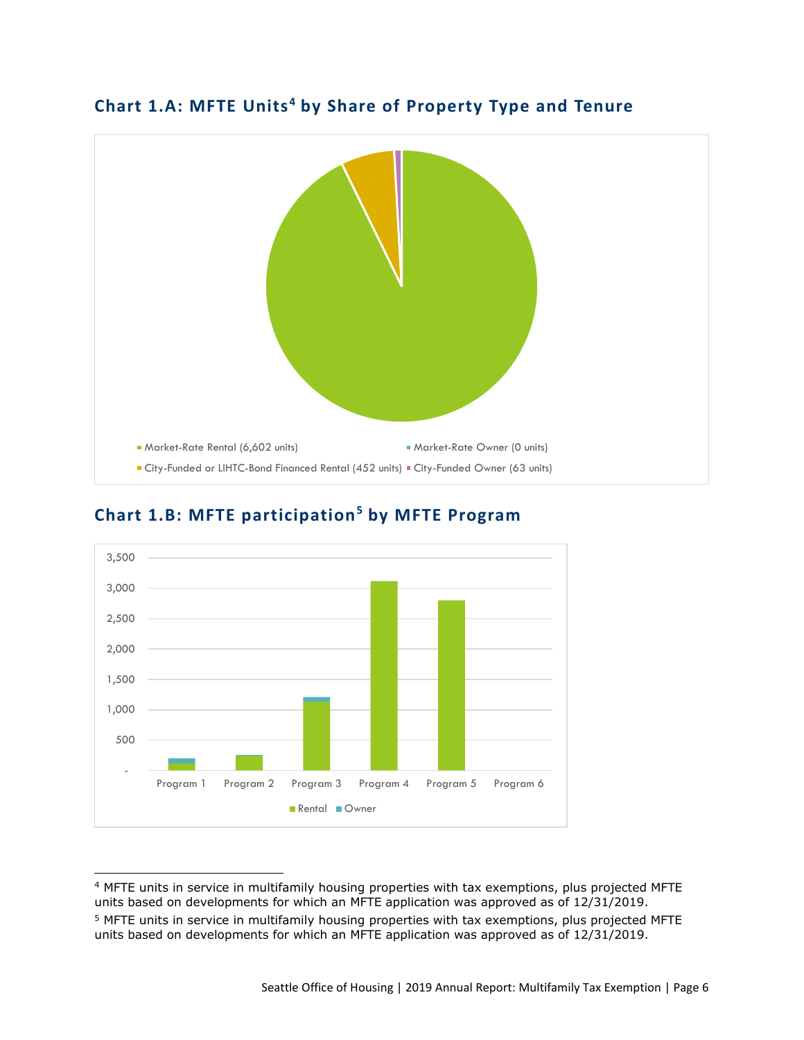## Chart 1.A: MFTE Units[4] by Share of Property Type and Tenure

- Market-Rate Rental (6,602 units)
- Market-Rate Owner (0 units)
- City-Funded or LIHTC-Bond Financed Rental (452 units)
- City-Funded Owner (63 units)

## Chart 1.B: MFTE participation[5] by MFTE Program

3,500
3,000
2,500
2,000
1,500
1,000
500
-

Program 1 | Program 2 | Program 3 | Program 4 | Program 5 | Program 6

Rental | Owner

---

[4] MFTE units in service in multifamily housing properties with tax exemptions, plus projected MFTE units based on developments for which an MFTE application was approved as of 12/31/2019.

[5] MFTE units in service in multifamily housing properties with tax exemptions, plus projected MFTE units based on developments for which an MFTE application was approved as of 12/31/2019.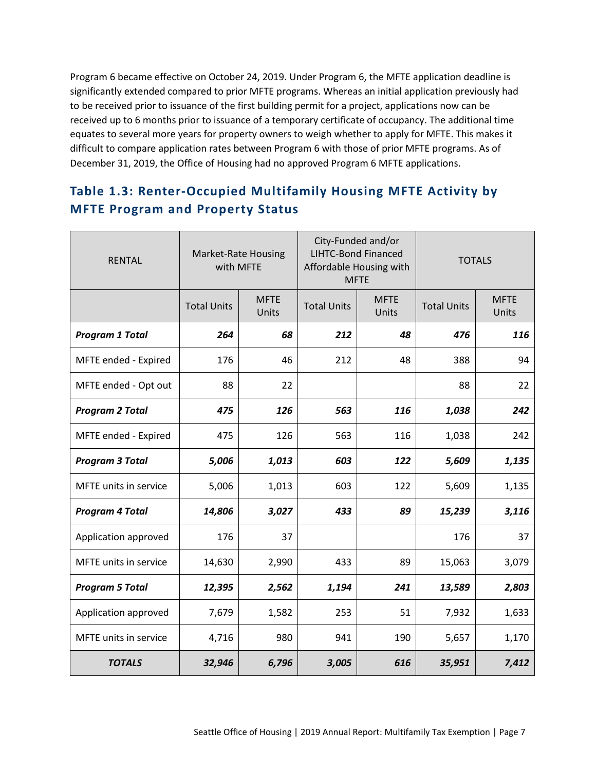Program 6 became effective on October 24, 2019. Under Program 6, the MFTE application deadline is significantly extended compared to prior MFTE programs. Whereas an initial application previously had to be received prior to issuance of the first building permit for a project, applications now can be received up to 6 months prior to issuance of a temporary certificate of occupancy. The additional time equates to several more years for property owners to weigh whether to apply for MFTE. This makes it difficult to compare application rates between Program 6 with those of prior MFTE programs. As of December 31, 2019, the Office of Housing had no approved Program 6 MFTE applications.

## Table 1.3: Renter-Occupied Multifamily Housing MFTE Activity by MFTE Program and Property Status

| RENTAL | Market-Rate Housing with MFTE | | City-Funded and/or LIHTC-Bond Financed Affordable Housing with MFTE | | TOTALS | |
|---|---|---|---|---|---|---|
| | Total Units | MFTE Units | Total Units | MFTE Units | Total Units | MFTE Units |
| ***Program 1 Total*** | ***264*** | ***68*** | ***212*** | ***48*** | ***476*** | ***116*** |
| MFTE ended - Expired | 176 | 46 | 212 | 48 | 388 | 94 |
| MFTE ended - Opt out | 88 | 22 | | | 88 | 22 |
| ***Program 2 Total*** | ***475*** | ***126*** | ***563*** | ***116*** | ***1,038*** | ***242*** |
| MFTE ended - Expired | 475 | 126 | 563 | 116 | 1,038 | 242 |
| ***Program 3 Total*** | ***5,006*** | ***1,013*** | ***603*** | ***122*** | ***5,609*** | ***1,135*** |
| MFTE units in service | 5,006 | 1,013 | 603 | 122 | 5,609 | 1,135 |
| ***Program 4 Total*** | ***14,806*** | ***3,027*** | ***433*** | ***89*** | ***15,239*** | ***3,116*** |
| Application approved | 176 | 37 | | | 176 | 37 |
| MFTE units in service | 14,630 | 2,990 | 433 | 89 | 15,063 | 3,079 |
| ***Program 5 Total*** | ***12,395*** | ***2,562*** | ***1,194*** | ***241*** | ***13,589*** | ***2,803*** |
| Application approved | 7,679 | 1,582 | 253 | 51 | 7,932 | 1,633 |
| MFTE units in service | 4,716 | 980 | 941 | 190 | 5,657 | 1,170 |
| ***TOTALS*** | ***32,946*** | ***6,796*** | ***3,005*** | ***616*** | ***35,951*** | ***7,412*** |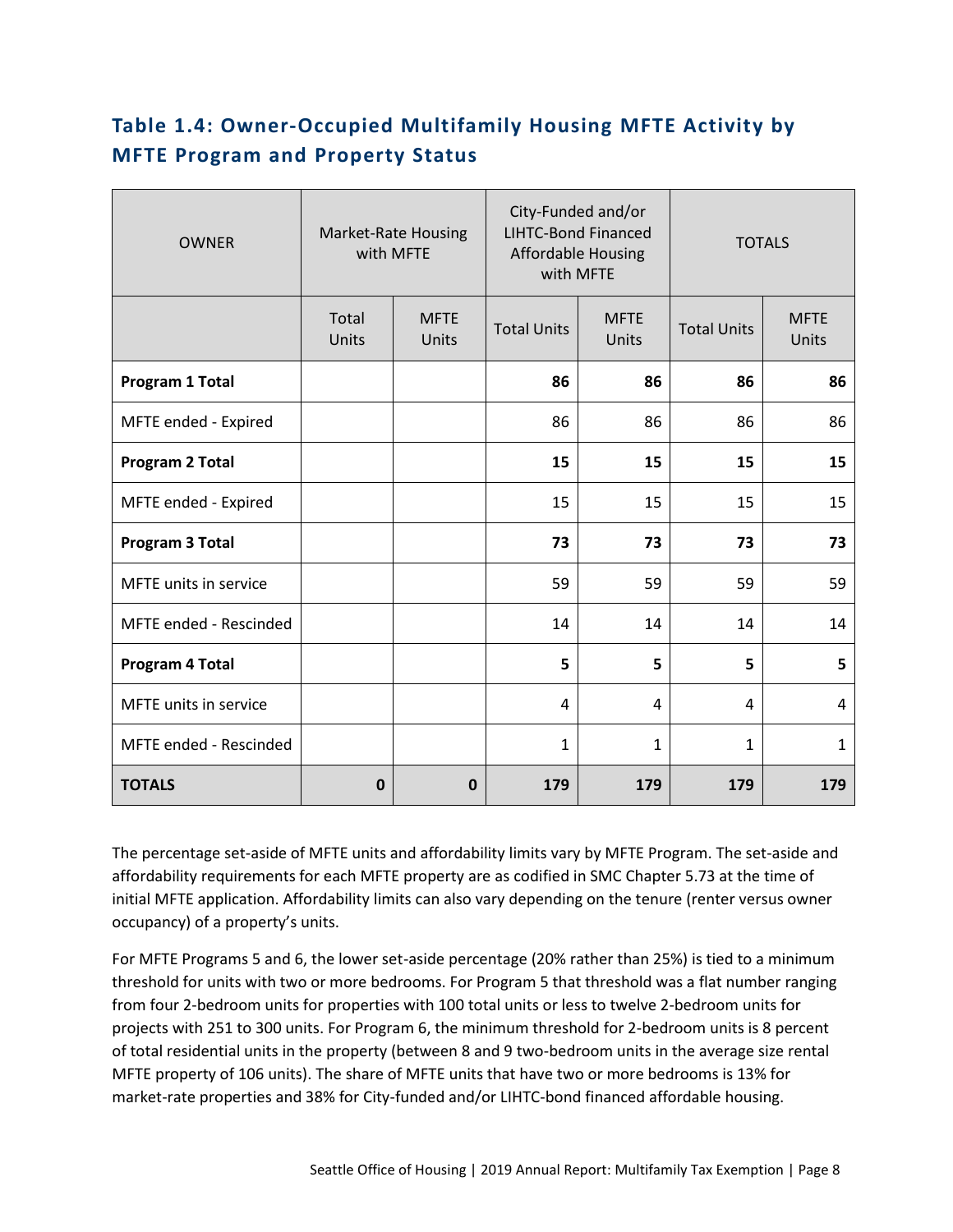## Table 1.4: Owner-Occupied Multifamily Housing MFTE Activity by MFTE Program and Property Status

| OWNER | Market-Rate Housing with MFTE | | City-Funded and/or LIHTC-Bond Financed Affordable Housing with MFTE | | TOTALS | |
|---|---|---|---|---|---|---|
| | Total Units | MFTE Units | Total Units | MFTE Units | Total Units | MFTE Units |
| **Program 1 Total** | | | **86** | **86** | **86** | **86** |
| MFTE ended - Expired | | | 86 | 86 | 86 | 86 |
| **Program 2 Total** | | | **15** | **15** | **15** | **15** |
| MFTE ended - Expired | | | 15 | 15 | 15 | 15 |
| **Program 3 Total** | | | **73** | **73** | **73** | **73** |
| MFTE units in service | | | 59 | 59 | 59 | 59 |
| MFTE ended - Rescinded | | | 14 | 14 | 14 | 14 |
| **Program 4 Total** | | | **5** | **5** | **5** | **5** |
| MFTE units in service | | | 4 | 4 | 4 | 4 |
| MFTE ended - Rescinded | | | 1 | 1 | 1 | 1 |
| **TOTALS** | **0** | **0** | **179** | **179** | **179** | **179** |

The percentage set-aside of MFTE units and affordability limits vary by MFTE Program. The set-aside and affordability requirements for each MFTE property are as codified in SMC Chapter 5.73 at the time of initial MFTE application. Affordability limits can also vary depending on the tenure (renter versus owner occupancy) of a property's units.

For MFTE Programs 5 and 6, the lower set-aside percentage (20% rather than 25%) is tied to a minimum threshold for units with two or more bedrooms. For Program 5 that threshold was a flat number ranging from four 2-bedroom units for properties with 100 total units or less to twelve 2-bedroom units for projects with 251 to 300 units. For Program 6, the minimum threshold for 2-bedroom units is 8 percent of total residential units in the property (between 8 and 9 two-bedroom units in the average size rental MFTE property of 106 units). The share of MFTE units that have two or more bedrooms is 13% for market-rate properties and 38% for City-funded and/or LIHTC-bond financed affordable housing.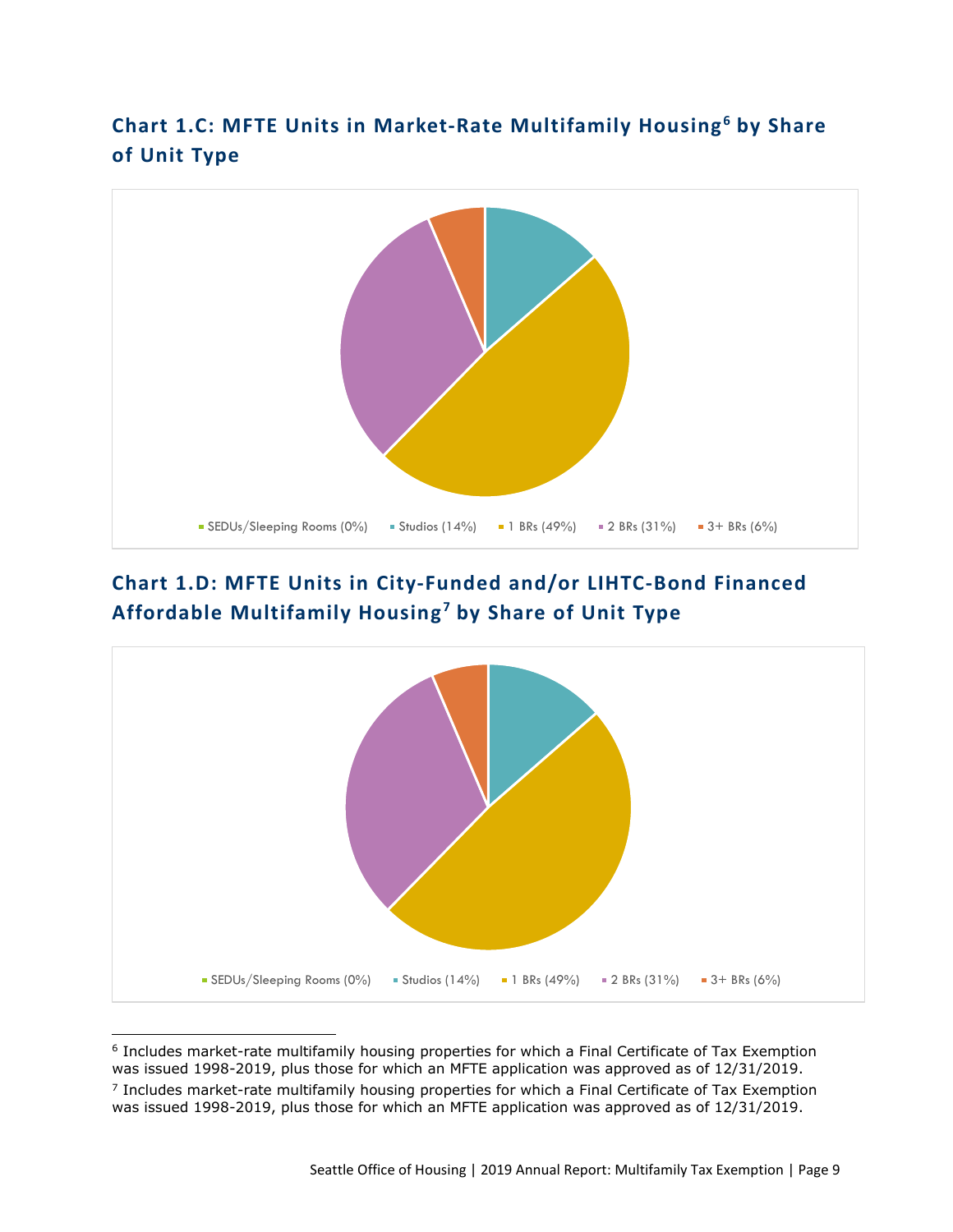## Chart 1.C: MFTE Units in Market-Rate Multifamily Housing[6] by Share of Unit Type

SEDUs/Sleeping Rooms (0%) · Studios (14%) · 1 BRs (49%) · 2 BRs (31%) · 3+ BRs (6%)

## Chart 1.D: MFTE Units in City-Funded and/or LIHTC-Bond Financed Affordable Multifamily Housing[7] by Share of Unit Type

SEDUs/Sleeping Rooms (0%) · Studios (14%) · 1 BRs (49%) · 2 BRs (31%) · 3+ BRs (6%)

---

[6] Includes market-rate multifamily housing properties for which a Final Certificate of Tax Exemption was issued 1998-2019, plus those for which an MFTE application was approved as of 12/31/2019.

[7] Includes market-rate multifamily housing properties for which a Final Certificate of Tax Exemption was issued 1998-2019, plus those for which an MFTE application was approved as of 12/31/2019.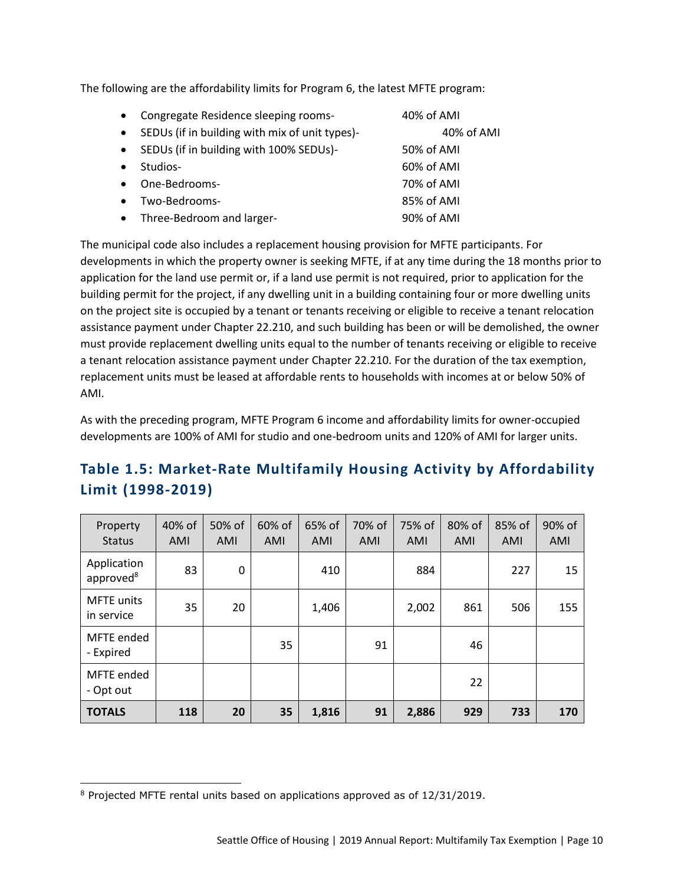The following are the affordability limits for Program 6, the latest MFTE program:

- Congregate Residence sleeping rooms- 40% of AMI
- SEDUs (if in building with mix of unit types)- 40% of AMI
- SEDUs (if in building with 100% SEDUs)- 50% of AMI
- Studios- 60% of AMI
- One-Bedrooms- 70% of AMI
- Two-Bedrooms- 85% of AMI
- Three-Bedroom and larger- 90% of AMI

The municipal code also includes a replacement housing provision for MFTE participants. For developments in which the property owner is seeking MFTE, if at any time during the 18 months prior to application for the land use permit or, if a land use permit is not required, prior to application for the building permit for the project, if any dwelling unit in a building containing four or more dwelling units on the project site is occupied by a tenant or tenants receiving or eligible to receive a tenant relocation assistance payment under Chapter 22.210, and such building has been or will be demolished, the owner must provide replacement dwelling units equal to the number of tenants receiving or eligible to receive a tenant relocation assistance payment under Chapter 22.210. For the duration of the tax exemption, replacement units must be leased at affordable rents to households with incomes at or below 50% of AMI.

As with the preceding program, MFTE Program 6 income and affordability limits for owner-occupied developments are 100% of AMI for studio and one-bedroom units and 120% of AMI for larger units.

## Table 1.5: Market-Rate Multifamily Housing Activity by Affordability Limit (1998-2019)

| Property Status | 40% of AMI | 50% of AMI | 60% of AMI | 65% of AMI | 70% of AMI | 75% of AMI | 80% of AMI | 85% of AMI | 90% of AMI |
|---|---|---|---|---|---|---|---|---|---|
| Application approved[8] | 83 | 0 | | 410 | | 884 | | 227 | 15 |
| MFTE units in service | 35 | 20 | | 1,406 | | 2,002 | 861 | 506 | 155 |
| MFTE ended - Expired | | | 35 | | 91 | | 46 | | |
| MFTE ended - Opt out | | | | | | | 22 | | |
| **TOTALS** | **118** | **20** | **35** | **1,816** | **91** | **2,886** | **929** | **733** | **170** |

[8] Projected MFTE rental units based on applications approved as of 12/31/2019.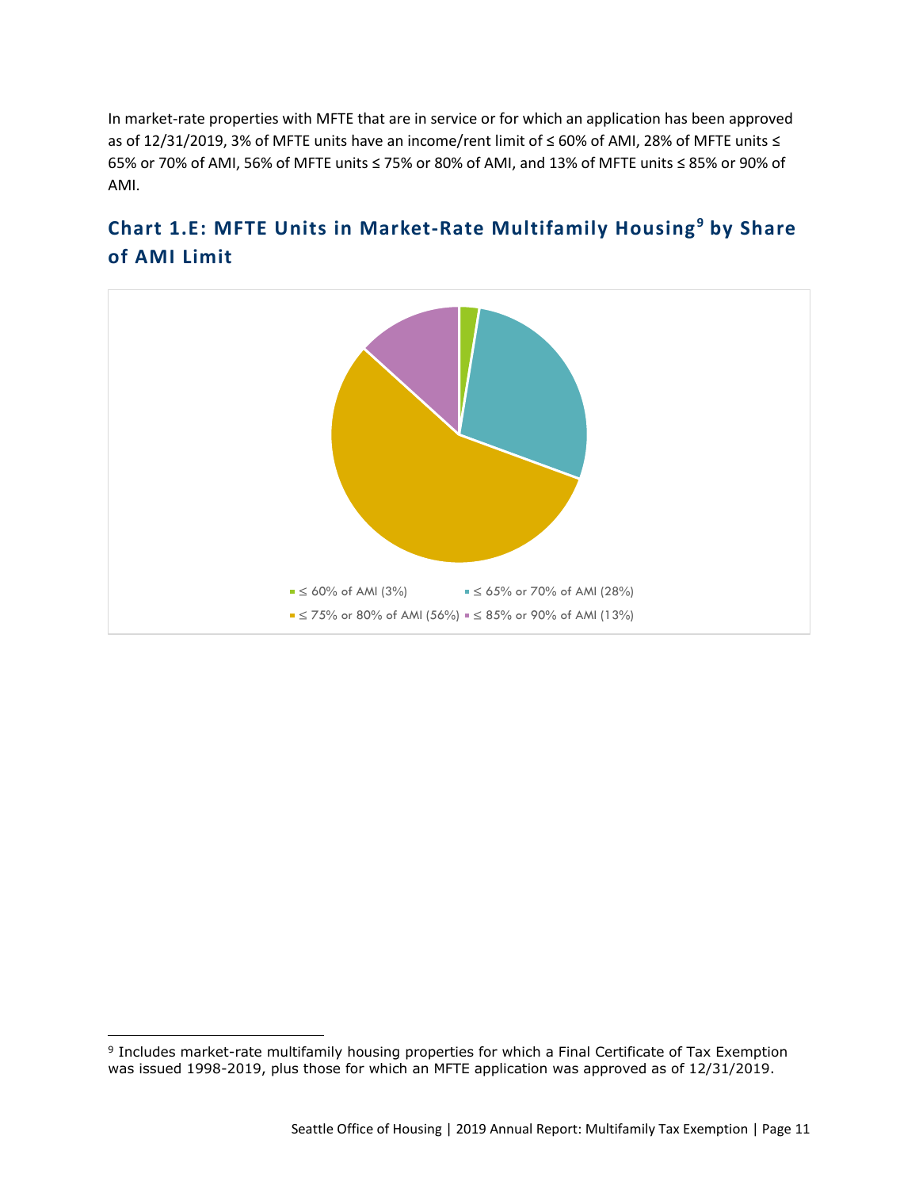In market-rate properties with MFTE that are in service or for which an application has been approved as of 12/31/2019, 3% of MFTE units have an income/rent limit of ≤ 60% of AMI, 28% of MFTE units ≤ 65% or 70% of AMI, 56% of MFTE units ≤ 75% or 80% of AMI, and 13% of MFTE units ≤ 85% or 90% of AMI.

## Chart 1.E: MFTE Units in Market-Rate Multifamily Housing[9] by Share of AMI Limit

≤ 60% of AMI (3%)
≤ 65% or 70% of AMI (28%)
≤ 75% or 80% of AMI (56%)
≤ 85% or 90% of AMI (13%)

---

[9] Includes market-rate multifamily housing properties for which a Final Certificate of Tax Exemption was issued 1998-2019, plus those for which an MFTE application was approved as of 12/31/2019.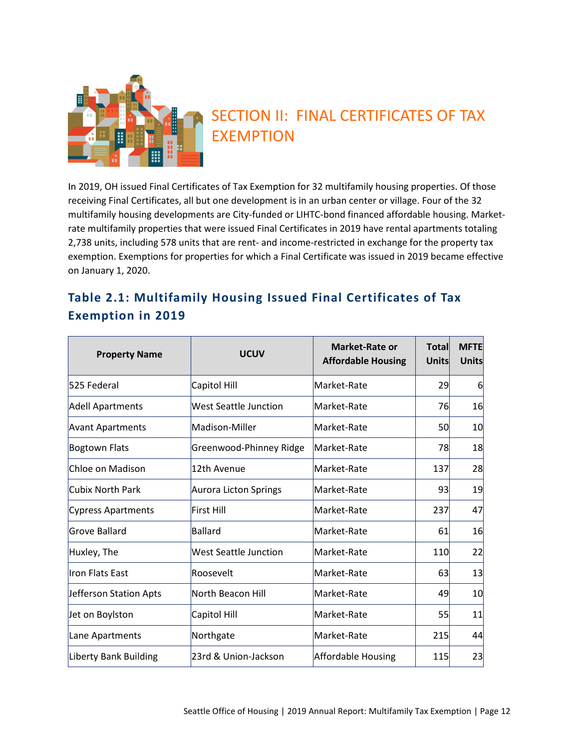# SECTION II: FINAL CERTIFICATES OF TAX EXEMPTION

In 2019, OH issued Final Certificates of Tax Exemption for 32 multifamily housing properties. Of those receiving Final Certificates, all but one development is in an urban center or village. Four of the 32 multifamily housing developments are City-funded or LIHTC-bond financed affordable housing. Market-rate multifamily properties that were issued Final Certificates in 2019 have rental apartments totaling 2,738 units, including 578 units that are rent- and income-restricted in exchange for the property tax exemption. Exemptions for properties for which a Final Certificate was issued in 2019 became effective on January 1, 2020.

## Table 2.1: Multifamily Housing Issued Final Certificates of Tax Exemption in 2019

| Property Name | UCUV | Market-Rate or Affordable Housing | Total Units | MFTE Units |
|---|---|---|---|---|
| 525 Federal | Capitol Hill | Market-Rate | 29 | 6 |
| Adell Apartments | West Seattle Junction | Market-Rate | 76 | 16 |
| Avant Apartments | Madison-Miller | Market-Rate | 50 | 10 |
| Bogtown Flats | Greenwood-Phinney Ridge | Market-Rate | 78 | 18 |
| Chloe on Madison | 12th Avenue | Market-Rate | 137 | 28 |
| Cubix North Park | Aurora Licton Springs | Market-Rate | 93 | 19 |
| Cypress Apartments | First Hill | Market-Rate | 237 | 47 |
| Grove Ballard | Ballard | Market-Rate | 61 | 16 |
| Huxley, The | West Seattle Junction | Market-Rate | 110 | 22 |
| Iron Flats East | Roosevelt | Market-Rate | 63 | 13 |
| Jefferson Station Apts | North Beacon Hill | Market-Rate | 49 | 10 |
| Jet on Boylston | Capitol Hill | Market-Rate | 55 | 11 |
| Lane Apartments | Northgate | Market-Rate | 215 | 44 |
| Liberty Bank Building | 23rd & Union-Jackson | Affordable Housing | 115 | 23 |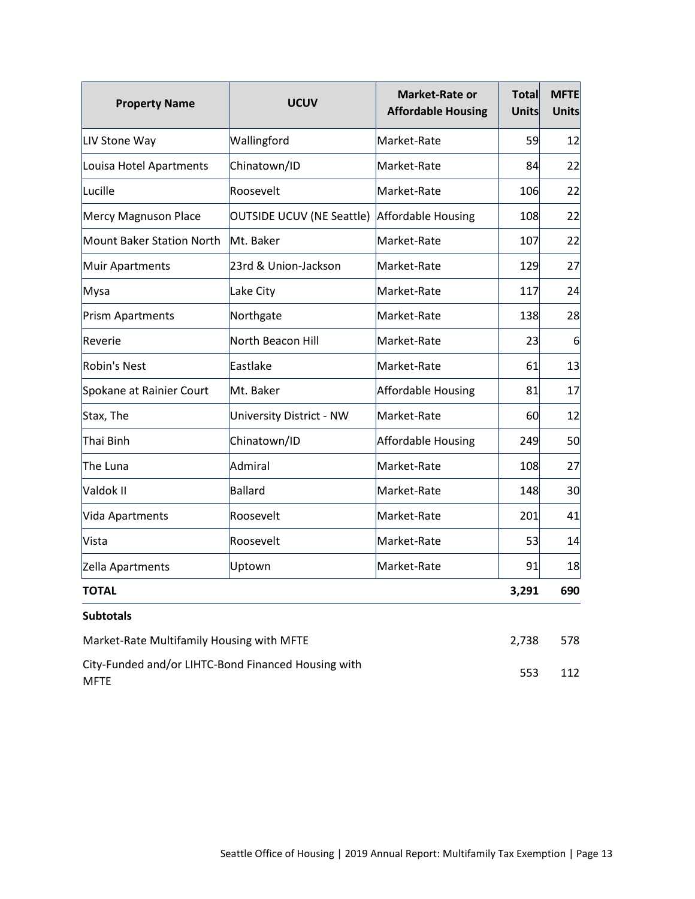| Property Name | UCUV | Market-Rate or Affordable Housing | Total Units | MFTE Units |
|---|---|---|---|---|
| LIV Stone Way | Wallingford | Market-Rate | 59 | 12 |
| Louisa Hotel Apartments | Chinatown/ID | Market-Rate | 84 | 22 |
| Lucille | Roosevelt | Market-Rate | 106 | 22 |
| Mercy Magnuson Place | OUTSIDE UCUV (NE Seattle) | Affordable Housing | 108 | 22 |
| Mount Baker Station North | Mt. Baker | Market-Rate | 107 | 22 |
| Muir Apartments | 23rd & Union-Jackson | Market-Rate | 129 | 27 |
| Mysa | Lake City | Market-Rate | 117 | 24 |
| Prism Apartments | Northgate | Market-Rate | 138 | 28 |
| Reverie | North Beacon Hill | Market-Rate | 23 | 6 |
| Robin's Nest | Eastlake | Market-Rate | 61 | 13 |
| Spokane at Rainier Court | Mt. Baker | Affordable Housing | 81 | 17 |
| Stax, The | University District - NW | Market-Rate | 60 | 12 |
| Thai Binh | Chinatown/ID | Affordable Housing | 249 | 50 |
| The Luna | Admiral | Market-Rate | 108 | 27 |
| Valdok II | Ballard | Market-Rate | 148 | 30 |
| Vida Apartments | Roosevelt | Market-Rate | 201 | 41 |
| Vista | Roosevelt | Market-Rate | 53 | 14 |
| Zella Apartments | Uptown | Market-Rate | 91 | 18 |
| **TOTAL** | | | **3,291** | **690** |
| **Subtotals** | | | | |
| Market-Rate Multifamily Housing with MFTE | | | 2,738 | 578 |
| City-Funded and/or LIHTC-Bond Financed Housing with MFTE | | | 553 | 112 |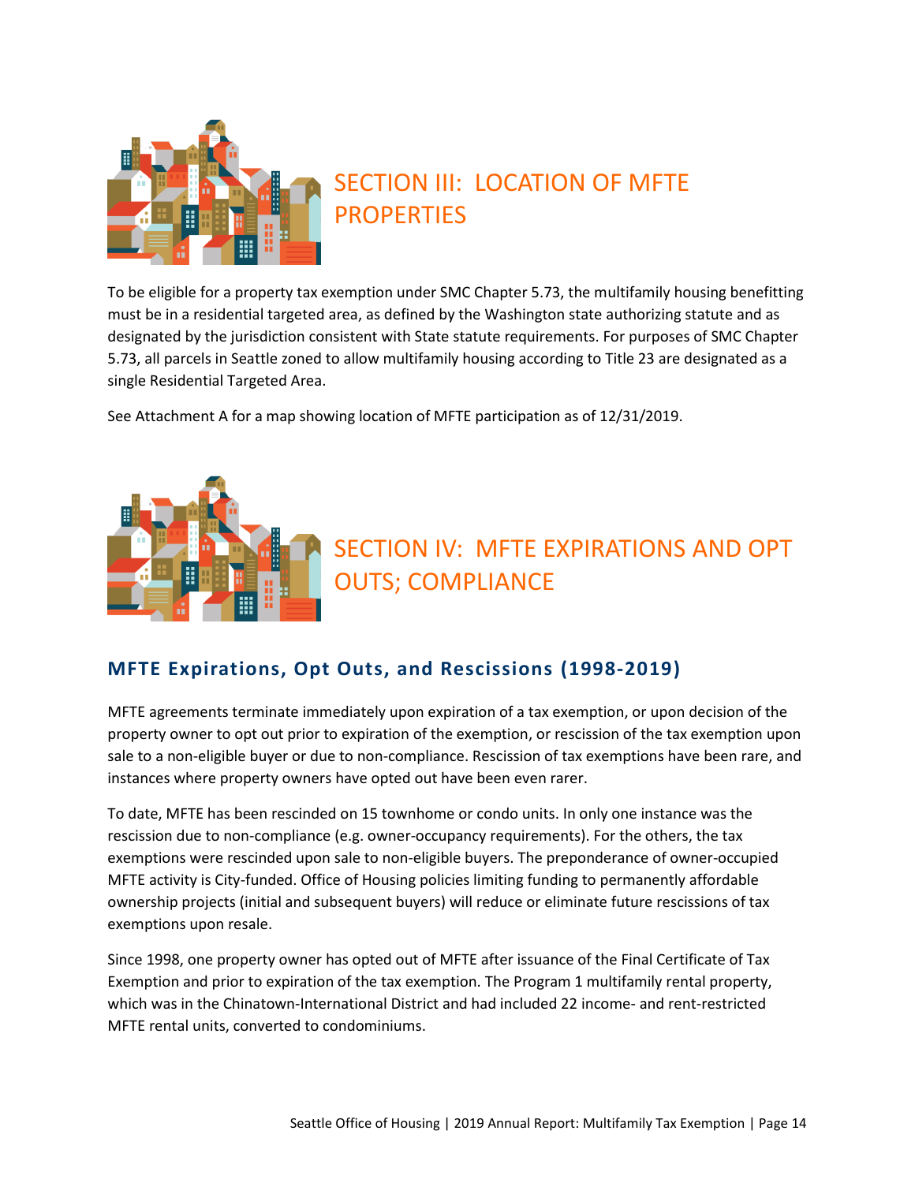# SECTION III: LOCATION OF MFTE PROPERTIES

To be eligible for a property tax exemption under SMC Chapter 5.73, the multifamily housing benefitting must be in a residential targeted area, as defined by the Washington state authorizing statute and as designated by the jurisdiction consistent with State statute requirements. For purposes of SMC Chapter 5.73, all parcels in Seattle zoned to allow multifamily housing according to Title 23 are designated as a single Residential Targeted Area.

See Attachment A for a map showing location of MFTE participation as of 12/31/2019.

# SECTION IV: MFTE EXPIRATIONS AND OPT OUTS; COMPLIANCE

## MFTE Expirations, Opt Outs, and Rescissions (1998-2019)

MFTE agreements terminate immediately upon expiration of a tax exemption, or upon decision of the property owner to opt out prior to expiration of the exemption, or rescission of the tax exemption upon sale to a non-eligible buyer or due to non-compliance. Rescission of tax exemptions have been rare, and instances where property owners have opted out have been even rarer.

To date, MFTE has been rescinded on 15 townhome or condo units. In only one instance was the rescission due to non-compliance (e.g. owner-occupancy requirements). For the others, the tax exemptions were rescinded upon sale to non-eligible buyers. The preponderance of owner-occupied MFTE activity is City-funded. Office of Housing policies limiting funding to permanently affordable ownership projects (initial and subsequent buyers) will reduce or eliminate future rescissions of tax exemptions upon resale.

Since 1998, one property owner has opted out of MFTE after issuance of the Final Certificate of Tax Exemption and prior to expiration of the tax exemption. The Program 1 multifamily rental property, which was in the Chinatown-International District and had included 22 income- and rent-restricted MFTE rental units, converted to condominiums.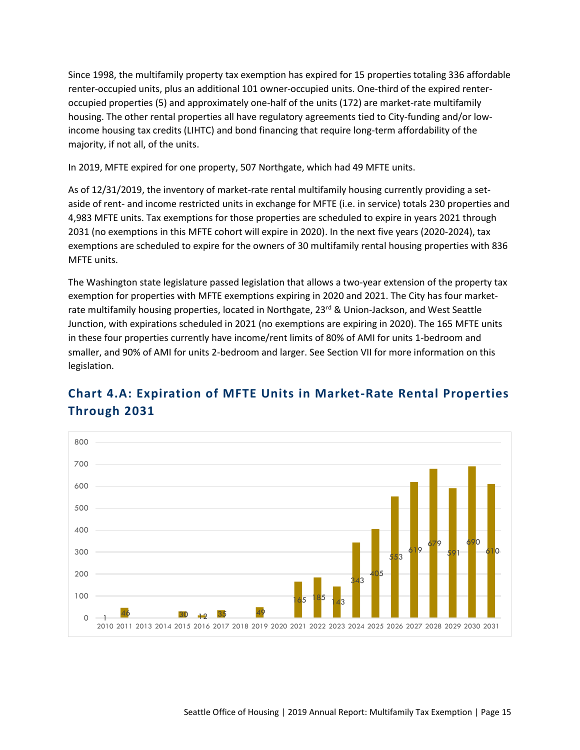Since 1998, the multifamily property tax exemption has expired for 15 properties totaling 336 affordable renter-occupied units, plus an additional 101 owner-occupied units. One-third of the expired renter-occupied properties (5) and approximately one-half of the units (172) are market-rate multifamily housing. The other rental properties all have regulatory agreements tied to City-funding and/or low-income housing tax credits (LIHTC) and bond financing that require long-term affordability of the majority, if not all, of the units.

In 2019, MFTE expired for one property, 507 Northgate, which had 49 MFTE units.

As of 12/31/2019, the inventory of market-rate rental multifamily housing currently providing a set-aside of rent- and income restricted units in exchange for MFTE (i.e. in service) totals 230 properties and 4,983 MFTE units. Tax exemptions for those properties are scheduled to expire in years 2021 through 2031 (no exemptions in this MFTE cohort will expire in 2020). In the next five years (2020-2024), tax exemptions are scheduled to expire for the owners of 30 multifamily rental housing properties with 836 MFTE units.

The Washington state legislature passed legislation that allows a two-year extension of the property tax exemption for properties with MFTE exemptions expiring in 2020 and 2021. The City has four market-rate multifamily housing properties, located in Northgate, 23rd & Union-Jackson, and West Seattle Junction, with expirations scheduled in 2021 (no exemptions are expiring in 2020). The 165 MFTE units in these four properties currently have income/rent limits of 80% of AMI for units 1-bedroom and smaller, and 90% of AMI for units 2-bedroom and larger. See Section VII for more information on this legislation.

## Chart 4.A: Expiration of MFTE Units in Market-Rate Rental Properties Through 2031

| Year | MFTE Units |
|---|---|
| 2010 | 1 |
| 2011 | 46 |
| 2013 | |
| 2014 | |
| 2015 | 30 |
| 2016 | 12 |
| 2017 | 35 |
| 2018 | |
| 2019 | 49 |
| 2020 | |
| 2021 | 165 |
| 2022 | 185 |
| 2023 | 143 |
| 2024 | 343 |
| 2025 | 405 |
| 2026 | 553 |
| 2027 | 619 |
| 2028 | 679 |
| 2029 | 591 |
| 2030 | 690 |
| 2031 | 610 |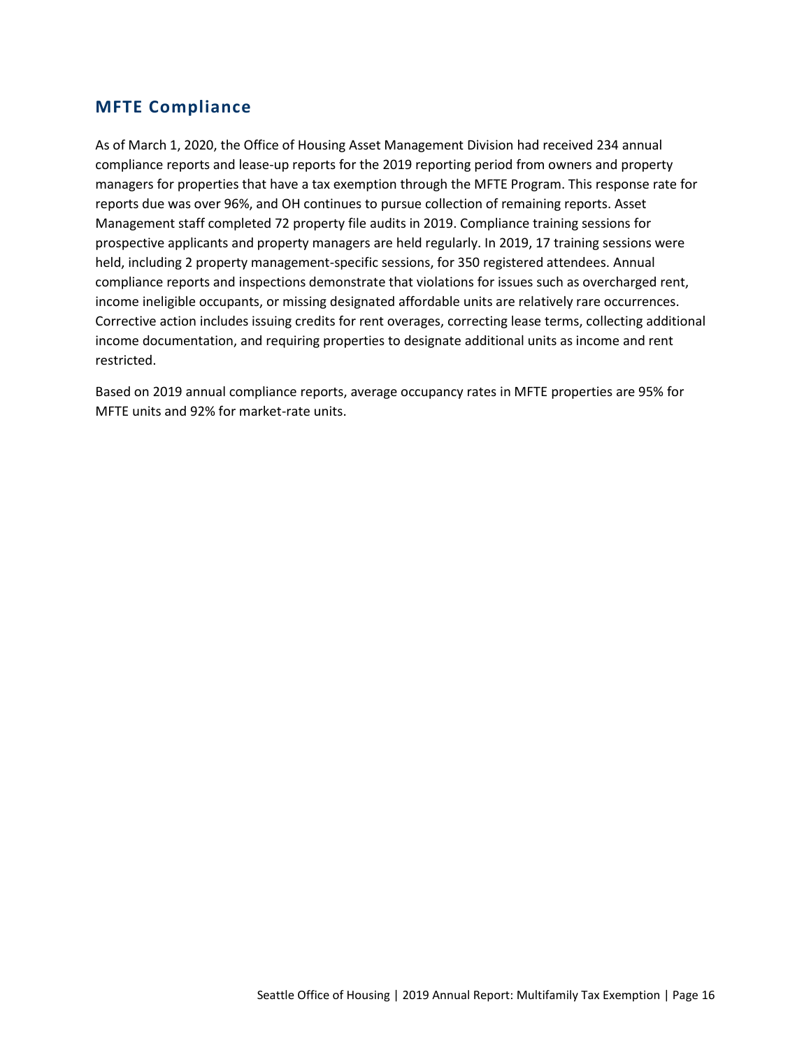## MFTE Compliance

As of March 1, 2020, the Office of Housing Asset Management Division had received 234 annual compliance reports and lease-up reports for the 2019 reporting period from owners and property managers for properties that have a tax exemption through the MFTE Program. This response rate for reports due was over 96%, and OH continues to pursue collection of remaining reports. Asset Management staff completed 72 property file audits in 2019. Compliance training sessions for prospective applicants and property managers are held regularly. In 2019, 17 training sessions were held, including 2 property management-specific sessions, for 350 registered attendees. Annual compliance reports and inspections demonstrate that violations for issues such as overcharged rent, income ineligible occupants, or missing designated affordable units are relatively rare occurrences. Corrective action includes issuing credits for rent overages, correcting lease terms, collecting additional income documentation, and requiring properties to designate additional units as income and rent restricted.

Based on 2019 annual compliance reports, average occupancy rates in MFTE properties are 95% for MFTE units and 92% for market-rate units.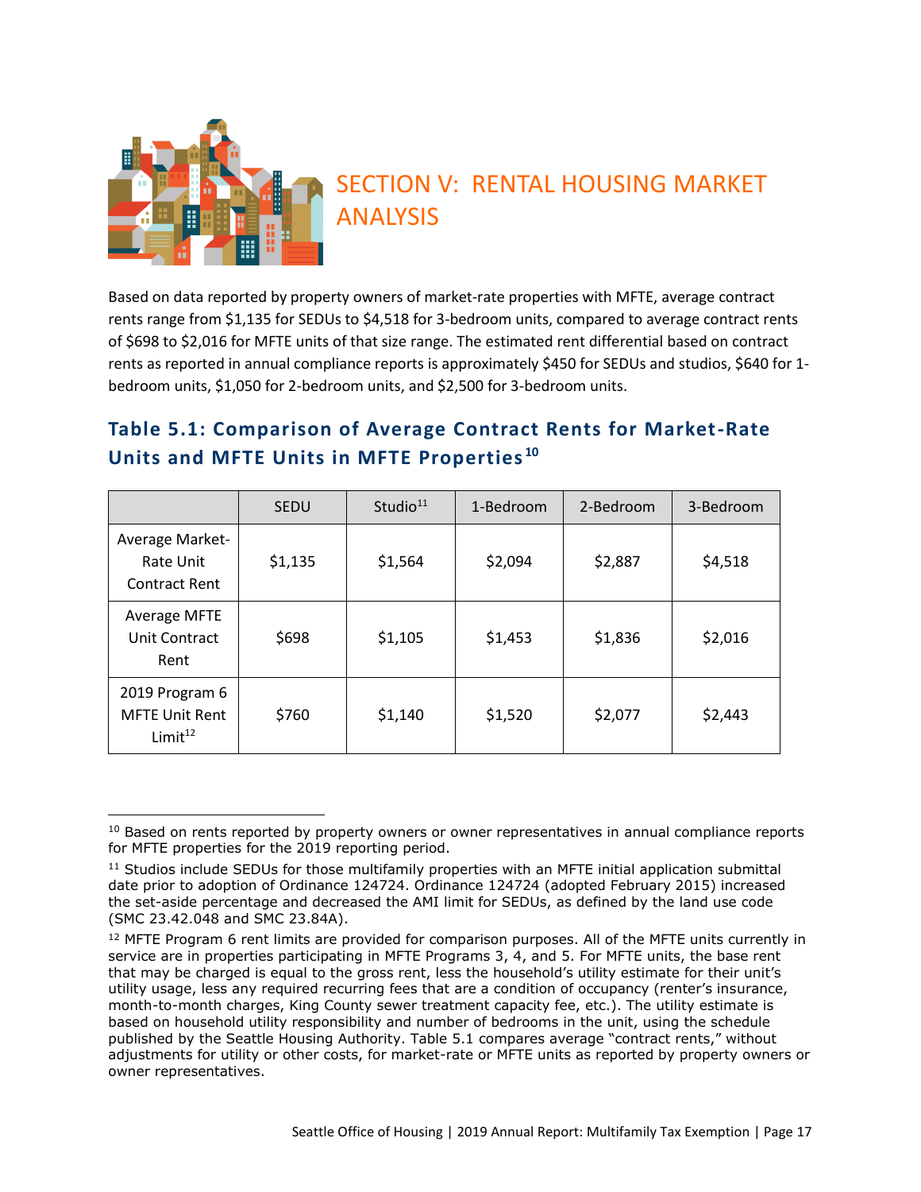# SECTION V: RENTAL HOUSING MARKET ANALYSIS

Based on data reported by property owners of market-rate properties with MFTE, average contract rents range from $1,135 for SEDUs to $4,518 for 3-bedroom units, compared to average contract rents of $698 to $2,016 for MFTE units of that size range. The estimated rent differential based on contract rents as reported in annual compliance reports is approximately $450 for SEDUs and studios, $640 for 1-bedroom units, $1,050 for 2-bedroom units, and $2,500 for 3-bedroom units.

## Table 5.1: Comparison of Average Contract Rents for Market-Rate Units and MFTE Units in MFTE Properties[10]

| | SEDU | Studio[11] | 1-Bedroom | 2-Bedroom | 3-Bedroom |
|---|---|---|---|---|---|
| Average Market-Rate Unit Contract Rent | $1,135 | $1,564 | $2,094 | $2,887 | $4,518 |
| Average MFTE Unit Contract Rent | $698 | $1,105 | $1,453 | $1,836 | $2,016 |
| 2019 Program 6 MFTE Unit Rent Limit[12] | $760 | $1,140 | $1,520 | $2,077 | $2,443 |

[10] Based on rents reported by property owners or owner representatives in annual compliance reports for MFTE properties for the 2019 reporting period.

[11] Studios include SEDUs for those multifamily properties with an MFTE initial application submittal date prior to adoption of Ordinance 124724. Ordinance 124724 (adopted February 2015) increased the set-aside percentage and decreased the AMI limit for SEDUs, as defined by the land use code (SMC 23.42.048 and SMC 23.84A).

[12] MFTE Program 6 rent limits are provided for comparison purposes. All of the MFTE units currently in service are in properties participating in MFTE Programs 3, 4, and 5. For MFTE units, the base rent that may be charged is equal to the gross rent, less the household's utility estimate for their unit's utility usage, less any required recurring fees that are a condition of occupancy (renter's insurance, month-to-month charges, King County sewer treatment capacity fee, etc.). The utility estimate is based on household utility responsibility and number of bedrooms in the unit, using the schedule published by the Seattle Housing Authority. Table 5.1 compares average "contract rents," without adjustments for utility or other costs, for market-rate or MFTE units as reported by property owners or owner representatives.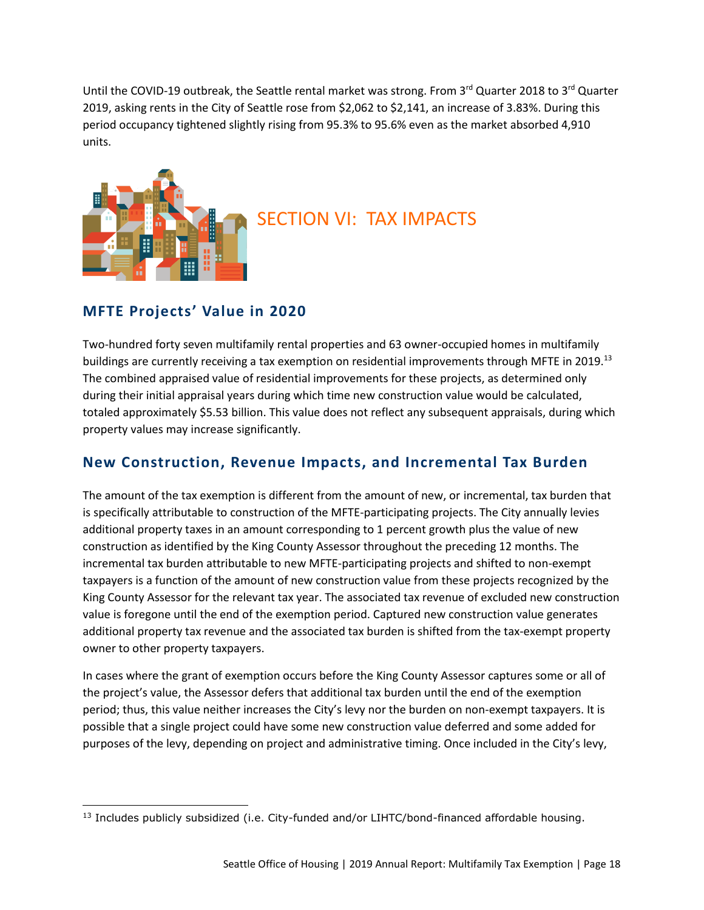Until the COVID-19 outbreak, the Seattle rental market was strong. From 3rd Quarter 2018 to 3rd Quarter 2019, asking rents in the City of Seattle rose from $2,062 to $2,141, an increase of 3.83%. During this period occupancy tightened slightly rising from 95.3% to 95.6% even as the market absorbed 4,910 units.

# SECTION VI: TAX IMPACTS

## MFTE Projects' Value in 2020

Two-hundred forty seven multifamily rental properties and 63 owner-occupied homes in multifamily buildings are currently receiving a tax exemption on residential improvements through MFTE in 2019.[13] The combined appraised value of residential improvements for these projects, as determined only during their initial appraisal years during which time new construction value would be calculated, totaled approximately $5.53 billion. This value does not reflect any subsequent appraisals, during which property values may increase significantly.

## New Construction, Revenue Impacts, and Incremental Tax Burden

The amount of the tax exemption is different from the amount of new, or incremental, tax burden that is specifically attributable to construction of the MFTE-participating projects. The City annually levies additional property taxes in an amount corresponding to 1 percent growth plus the value of new construction as identified by the King County Assessor throughout the preceding 12 months. The incremental tax burden attributable to new MFTE-participating projects and shifted to non-exempt taxpayers is a function of the amount of new construction value from these projects recognized by the King County Assessor for the relevant tax year. The associated tax revenue of excluded new construction value is foregone until the end of the exemption period. Captured new construction value generates additional property tax revenue and the associated tax burden is shifted from the tax-exempt property owner to other property taxpayers.

In cases where the grant of exemption occurs before the King County Assessor captures some or all of the project's value, the Assessor defers that additional tax burden until the end of the exemption period; thus, this value neither increases the City's levy nor the burden on non-exempt taxpayers. It is possible that a single project could have some new construction value deferred and some added for purposes of the levy, depending on project and administrative timing. Once included in the City's levy,

[13] Includes publicly subsidized (i.e. City-funded and/or LIHTC/bond-financed affordable housing.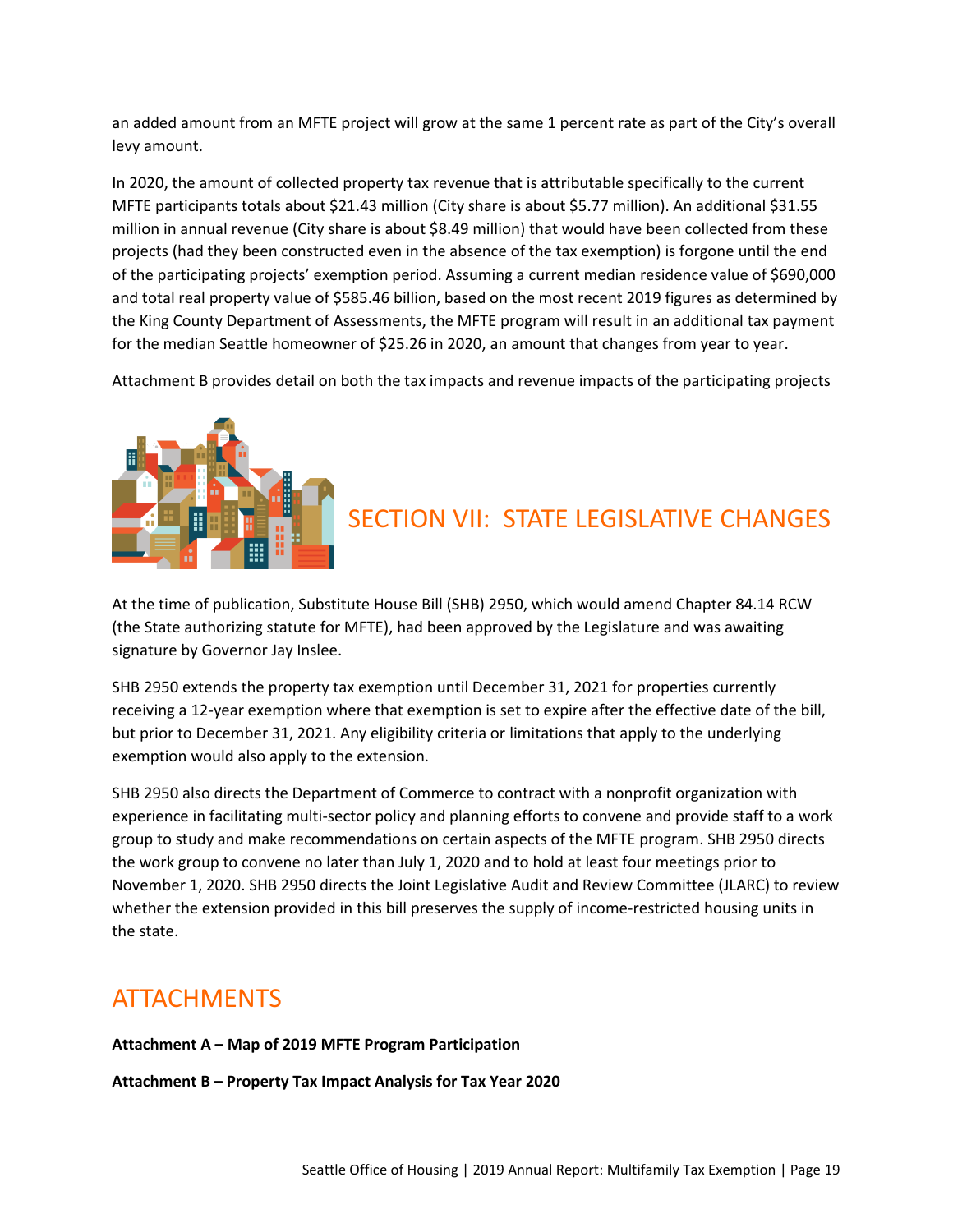an added amount from an MFTE project will grow at the same 1 percent rate as part of the City's overall levy amount.

In 2020, the amount of collected property tax revenue that is attributable specifically to the current MFTE participants totals about $21.43 million (City share is about $5.77 million). An additional $31.55 million in annual revenue (City share is about $8.49 million) that would have been collected from these projects (had they been constructed even in the absence of the tax exemption) is forgone until the end of the participating projects' exemption period. Assuming a current median residence value of $690,000 and total real property value of $585.46 billion, based on the most recent 2019 figures as determined by the King County Department of Assessments, the MFTE program will result in an additional tax payment for the median Seattle homeowner of $25.26 in 2020, an amount that changes from year to year.

Attachment B provides detail on both the tax impacts and revenue impacts of the participating projects

## SECTION VII: STATE LEGISLATIVE CHANGES

At the time of publication, Substitute House Bill (SHB) 2950, which would amend Chapter 84.14 RCW (the State authorizing statute for MFTE), had been approved by the Legislature and was awaiting signature by Governor Jay Inslee.

SHB 2950 extends the property tax exemption until December 31, 2021 for properties currently receiving a 12-year exemption where that exemption is set to expire after the effective date of the bill, but prior to December 31, 2021. Any eligibility criteria or limitations that apply to the underlying exemption would also apply to the extension.

SHB 2950 also directs the Department of Commerce to contract with a nonprofit organization with experience in facilitating multi-sector policy and planning efforts to convene and provide staff to a work group to study and make recommendations on certain aspects of the MFTE program. SHB 2950 directs the work group to convene no later than July 1, 2020 and to hold at least four meetings prior to November 1, 2020. SHB 2950 directs the Joint Legislative Audit and Review Committee (JLARC) to review whether the extension provided in this bill preserves the supply of income-restricted housing units in the state.

## ATTACHMENTS

**Attachment A – Map of 2019 MFTE Program Participation**

**Attachment B – Property Tax Impact Analysis for Tax Year 2020**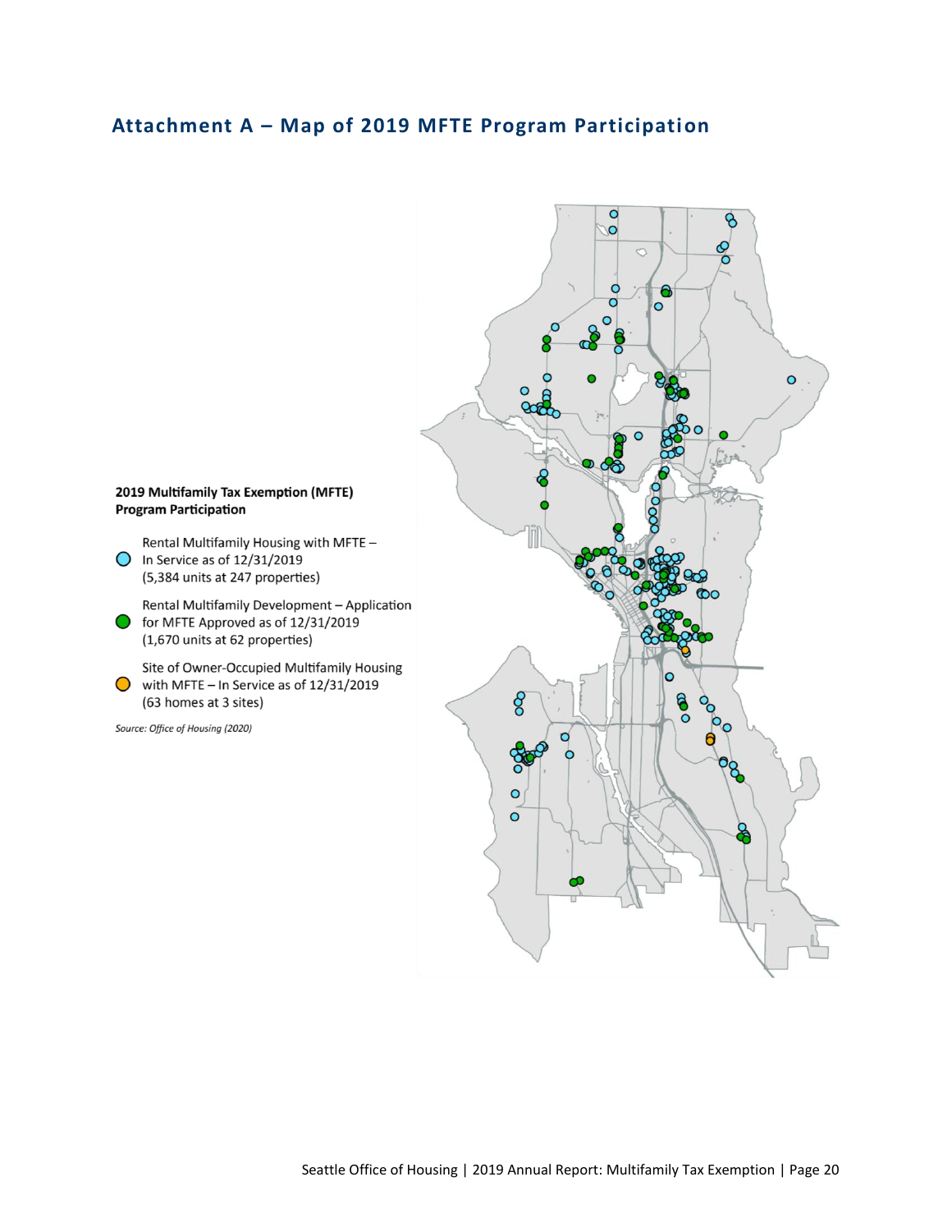## Attachment A – Map of 2019 MFTE Program Participation

**2019 Multifamily Tax Exemption (MFTE) Program Participation**

- Rental Multifamily Housing with MFTE – In Service as of 12/31/2019 (5,384 units at 247 properties)
- Rental Multifamily Development – Application for MFTE Approved as of 12/31/2019 (1,670 units at 62 properties)
- Site of Owner-Occupied Multifamily Housing with MFTE – In Service as of 12/31/2019 (63 homes at 3 sites)

*Source: Office of Housing (2020)*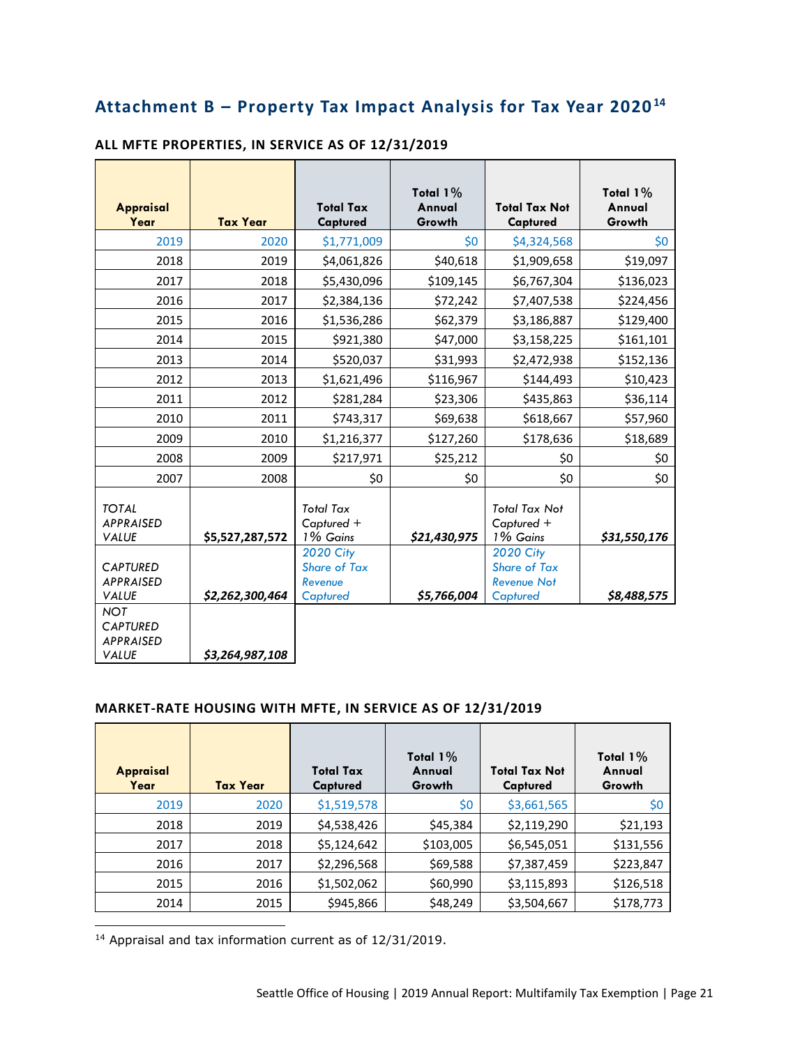## Attachment B – Property Tax Impact Analysis for Tax Year 2020[14]

### ALL MFTE PROPERTIES, IN SERVICE AS OF 12/31/2019

| Appraisal Year | Tax Year | Total Tax Captured | Total 1% Annual Growth | Total Tax Not Captured | Total 1% Annual Growth |
|---|---|---|---|---|---|
| 2019 | 2020 | $1,771,009 | $0 | $4,324,568 | $0 |
| 2018 | 2019 | $4,061,826 | $40,618 | $1,909,658 | $19,097 |
| 2017 | 2018 | $5,430,096 | $109,145 | $6,767,304 | $136,023 |
| 2016 | 2017 | $2,384,136 | $72,242 | $7,407,538 | $224,456 |
| 2015 | 2016 | $1,536,286 | $62,379 | $3,186,887 | $129,400 |
| 2014 | 2015 | $921,380 | $47,000 | $3,158,225 | $161,101 |
| 2013 | 2014 | $520,037 | $31,993 | $2,472,938 | $152,136 |
| 2012 | 2013 | $1,621,496 | $116,967 | $144,493 | $10,423 |
| 2011 | 2012 | $281,284 | $23,306 | $435,863 | $36,114 |
| 2010 | 2011 | $743,317 | $69,638 | $618,667 | $57,960 |
| 2009 | 2010 | $1,216,377 | $127,260 | $178,636 | $18,689 |
| 2008 | 2009 | $217,971 | $25,212 | $0 | $0 |
| 2007 | 2008 | $0 | $0 | $0 | $0 |
| *TOTAL APPRAISED VALUE* | ***$5,527,287,572*** | *Total Tax Captured + 1% Gains* | ***$21,430,975*** | *Total Tax Not Captured + 1% Gains* | ***$31,550,176*** |
| *CAPTURED APPRAISED VALUE* | ***$2,262,300,464*** | *2020 City Share of Tax Revenue Captured* | ***$5,766,004*** | *2020 City Share of Tax Revenue Not Captured* | ***$8,488,575*** |
| *NOT CAPTURED APPRAISED VALUE* | ***$3,264,987,108*** | | | | |

### MARKET-RATE HOUSING WITH MFTE, IN SERVICE AS OF 12/31/2019

| Appraisal Year | Tax Year | Total Tax Captured | Total 1% Annual Growth | Total Tax Not Captured | Total 1% Annual Growth |
|---|---|---|---|---|---|
| 2019 | 2020 | $1,519,578 | $0 | $3,661,565 | $0 |
| 2018 | 2019 | $4,538,426 | $45,384 | $2,119,290 | $21,193 |
| 2017 | 2018 | $5,124,642 | $103,005 | $6,545,051 | $131,556 |
| 2016 | 2017 | $2,296,568 | $69,588 | $7,387,459 | $223,847 |
| 2015 | 2016 | $1,502,062 | $60,990 | $3,115,893 | $126,518 |
| 2014 | 2015 | $945,866 | $48,249 | $3,504,667 | $178,773 |

[14] Appraisal and tax information current as of 12/31/2019.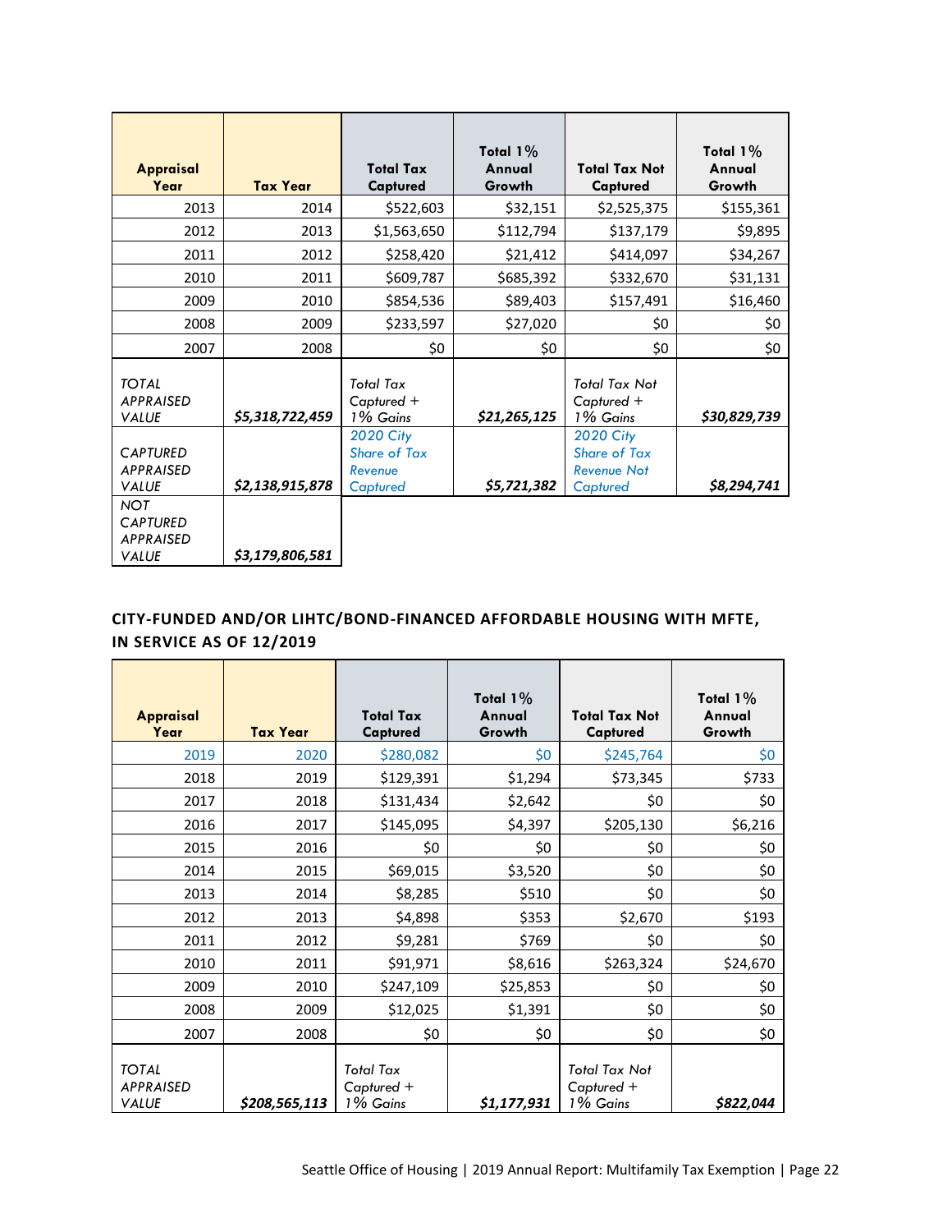| Appraisal Year | Tax Year | Total Tax Captured | Total 1% Annual Growth | Total Tax Not Captured | Total 1% Annual Growth |
|---|---|---|---|---|---|
| 2013 | 2014 | $522,603 | $32,151 | $2,525,375 | $155,361 |
| 2012 | 2013 | $1,563,650 | $112,794 | $137,179 | $9,895 |
| 2011 | 2012 | $258,420 | $21,412 | $414,097 | $34,267 |
| 2010 | 2011 | $609,787 | $685,392 | $332,670 | $31,131 |
| 2009 | 2010 | $854,536 | $89,403 | $157,491 | $16,460 |
| 2008 | 2009 | $233,597 | $27,020 | $0 | $0 |
| 2007 | 2008 | $0 | $0 | $0 | $0 |
| *TOTAL APPRAISED VALUE* | ***$5,318,722,459*** | *Total Tax Captured + 1% Gains* | ***$21,265,125*** | *Total Tax Not Captured + 1% Gains* | ***$30,829,739*** |
| *CAPTURED APPRAISED VALUE* | ***$2,138,915,878*** | *2020 City Share of Tax Revenue Captured* | ***$5,721,382*** | *2020 City Share of Tax Revenue Not Captured* | ***$8,294,741*** |
| *NOT CAPTURED APPRAISED VALUE* | ***$3,179,806,581*** | | | | |

**CITY-FUNDED AND/OR LIHTC/BOND-FINANCED AFFORDABLE HOUSING WITH MFTE, IN SERVICE AS OF 12/2019**

| Appraisal Year | Tax Year | Total Tax Captured | Total 1% Annual Growth | Total Tax Not Captured | Total 1% Annual Growth |
|---|---|---|---|---|---|
| 2019 | 2020 | $280,082 | $0 | $245,764 | $0 |
| 2018 | 2019 | $129,391 | $1,294 | $73,345 | $733 |
| 2017 | 2018 | $131,434 | $2,642 | $0 | $0 |
| 2016 | 2017 | $145,095 | $4,397 | $205,130 | $6,216 |
| 2015 | 2016 | $0 | $0 | $0 | $0 |
| 2014 | 2015 | $69,015 | $3,520 | $0 | $0 |
| 2013 | 2014 | $8,285 | $510 | $0 | $0 |
| 2012 | 2013 | $4,898 | $353 | $2,670 | $193 |
| 2011 | 2012 | $9,281 | $769 | $0 | $0 |
| 2010 | 2011 | $91,971 | $8,616 | $263,324 | $24,670 |
| 2009 | 2010 | $247,109 | $25,853 | $0 | $0 |
| 2008 | 2009 | $12,025 | $1,391 | $0 | $0 |
| 2007 | 2008 | $0 | $0 | $0 | $0 |
| *TOTAL APPRAISED VALUE* | ***$208,565,113*** | *Total Tax Captured + 1% Gains* | ***$1,177,931*** | *Total Tax Not Captured + 1% Gains* | ***$822,044*** |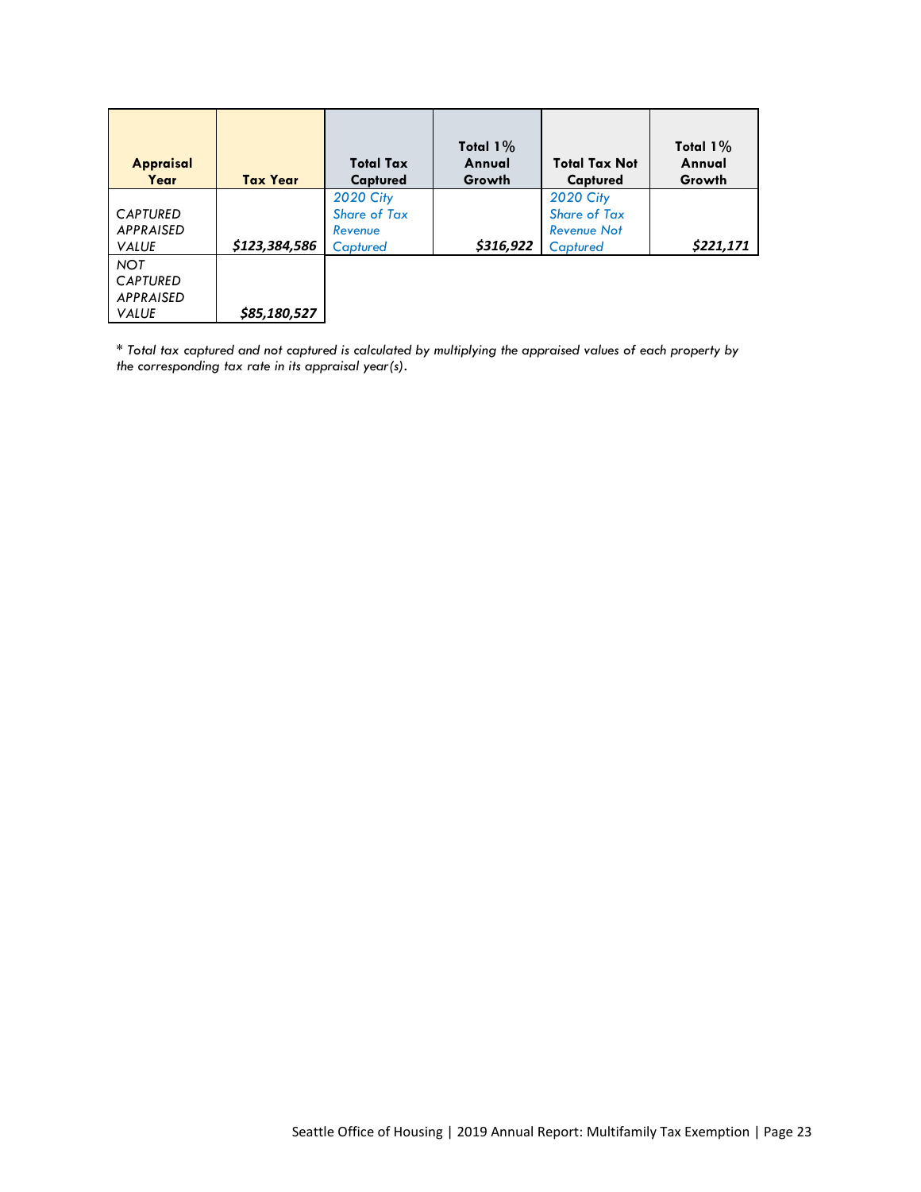| Appraisal Year | Tax Year | Total Tax Captured | Total 1% Annual Growth | Total Tax Not Captured | Total 1% Annual Growth |
|---|---|---|---|---|---|
| *CAPTURED APPRAISED VALUE* | ***$123,384,586*** | *2020 City Share of Tax Revenue Captured* | ***$316,922*** | *2020 City Share of Tax Revenue Not Captured* | ***$221,171*** |
| *NOT CAPTURED APPRAISED VALUE* | ***$85,180,527*** | | | | |

*\* Total tax captured and not captured is calculated by multiplying the appraised values of each property by the corresponding tax rate in its appraisal year(s).*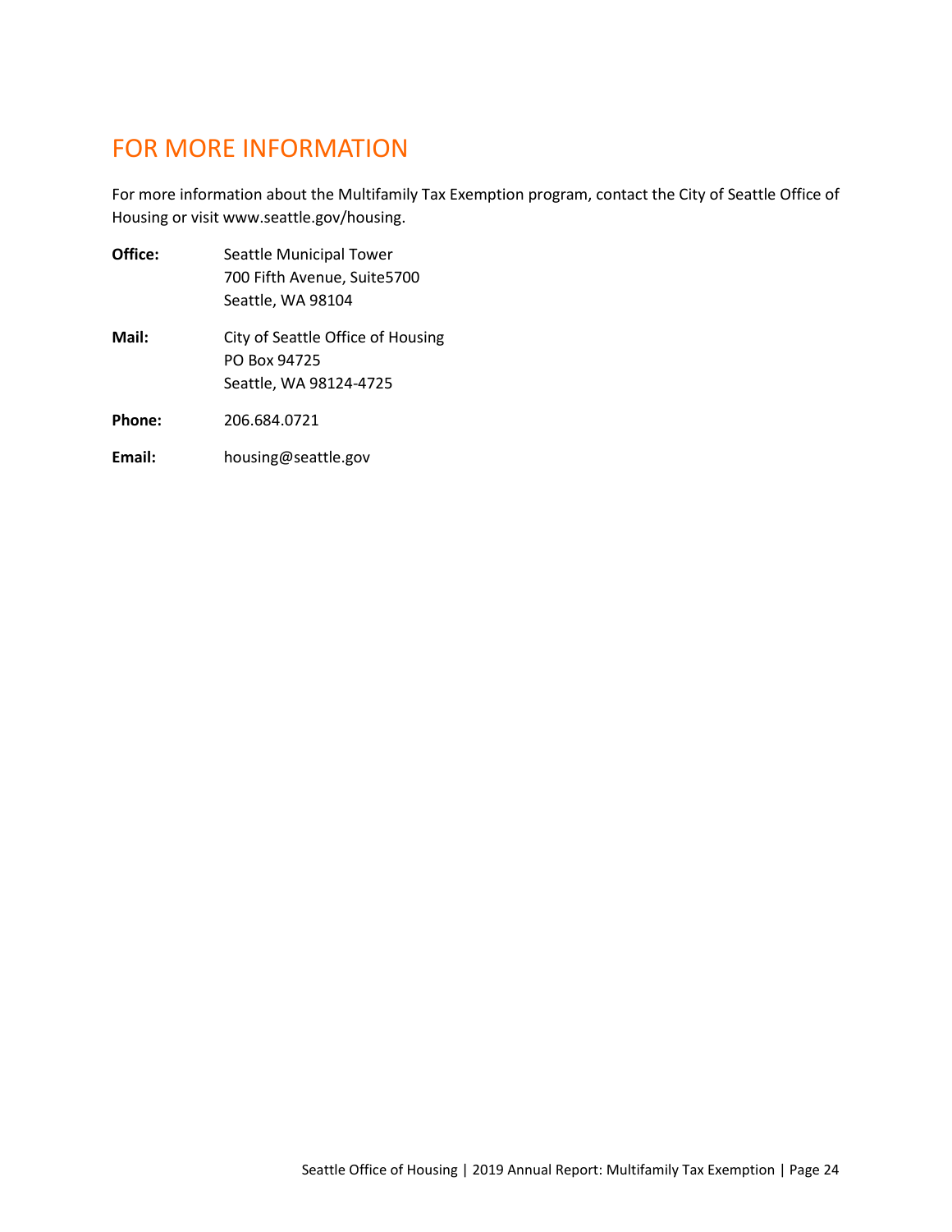## FOR MORE INFORMATION

For more information about the Multifamily Tax Exemption program, contact the City of Seattle Office of Housing or visit www.seattle.gov/housing.

**Office:** Seattle Municipal Tower
700 Fifth Avenue, Suite5700
Seattle, WA 98104

**Mail:** City of Seattle Office of Housing
PO Box 94725
Seattle, WA 98124-4725

**Phone:** 206.684.0721

**Email:** housing@seattle.gov